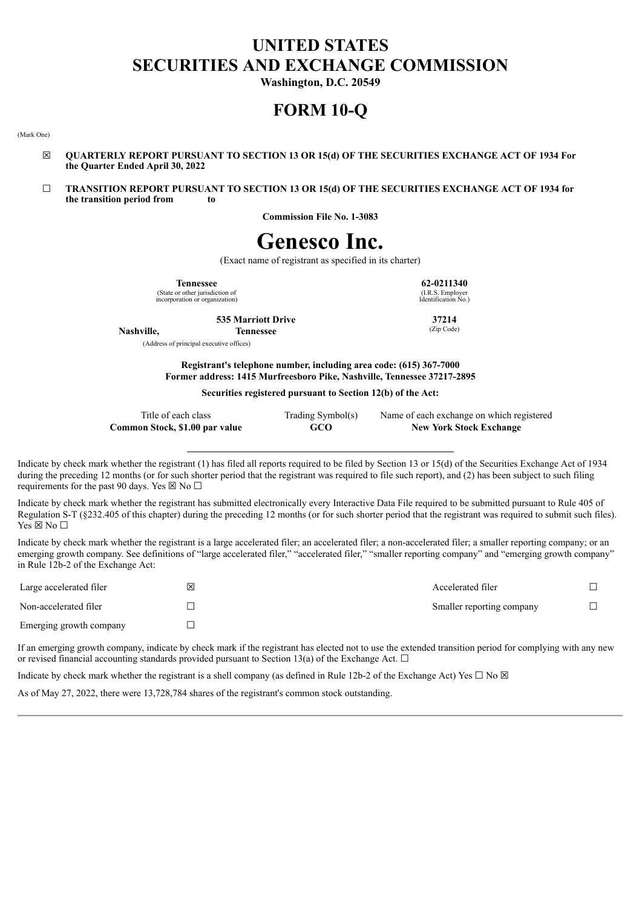# UNITED STATES SECURITIES AND EXCHANGE COMMISSION

**Washington, D.C. 20549**

# FORM 10-Q

(Mark One)

☒ **QUARTERLY REPORT PURSUANT TO SECTION 13 OR 15(d) OF THE SECURITIES EXCHANGE ACT OF 1934 For the Quarter Ended April 30, 2022**

☐ **TRANSITION REPORT PURSUANT TO SECTION 13 OR 15(d) OF THE SECURITIES EXCHANGE ACT OF 1934 for the transition period from to**

**Commission File No. 1-3083**

# Genesco Inc.

(Exact name of registrant as specified in its charter)

| **Tennessee** | **62-0211340** |
|---|---|
| (State or other jurisdiction of incorporation or organization) | (I.R.S. Employer Identification No.) |
| **535 Marriott Drive Nashville, Tennessee** | **37214** |
| (Address of principal executive offices) | (Zip Code) |

**Registrant's telephone number, including area code: (615) 367-7000**
**Former address: 1415 Murfreesboro Pike, Nashville, Tennessee 37217-2895**

**Securities registered pursuant to Section 12(b) of the Act:**

| Title of each class | Trading Symbol(s) | Name of each exchange on which registered |
|---|---|---|
| **Common Stock, $1.00 par value** | **GCO** | **New York Stock Exchange** |

Indicate by check mark whether the registrant (1) has filed all reports required to be filed by Section 13 or 15(d) of the Securities Exchange Act of 1934 during the preceding 12 months (or for such shorter period that the registrant was required to file such report), and (2) has been subject to such filing requirements for the past 90 days. Yes ☒ No ☐

Indicate by check mark whether the registrant has submitted electronically every Interactive Data File required to be submitted pursuant to Rule 405 of Regulation S-T (§232.405 of this chapter) during the preceding 12 months (or for such shorter period that the registrant was required to submit such files). Yes ☒ No ☐

Indicate by check mark whether the registrant is a large accelerated filer; an accelerated filer; a non-accelerated filer; a smaller reporting company; or an emerging growth company. See definitions of "large accelerated filer," "accelerated filer," "smaller reporting company" and "emerging growth company" in Rule 12b-2 of the Exchange Act:

| | | | |
|---|---|---|---|
| Large accelerated filer | ☒ | Accelerated filer | ☐ |
| Non-accelerated filer | ☐ | Smaller reporting company | ☐ |
| Emerging growth company | ☐ | | |

If an emerging growth company, indicate by check mark if the registrant has elected not to use the extended transition period for complying with any new or revised financial accounting standards provided pursuant to Section 13(a) of the Exchange Act. ☐

Indicate by check mark whether the registrant is a shell company (as defined in Rule 12b-2 of the Exchange Act) Yes ☐ No ☒

As of May 27, 2022, there were 13,728,784 shares of the registrant's common stock outstanding.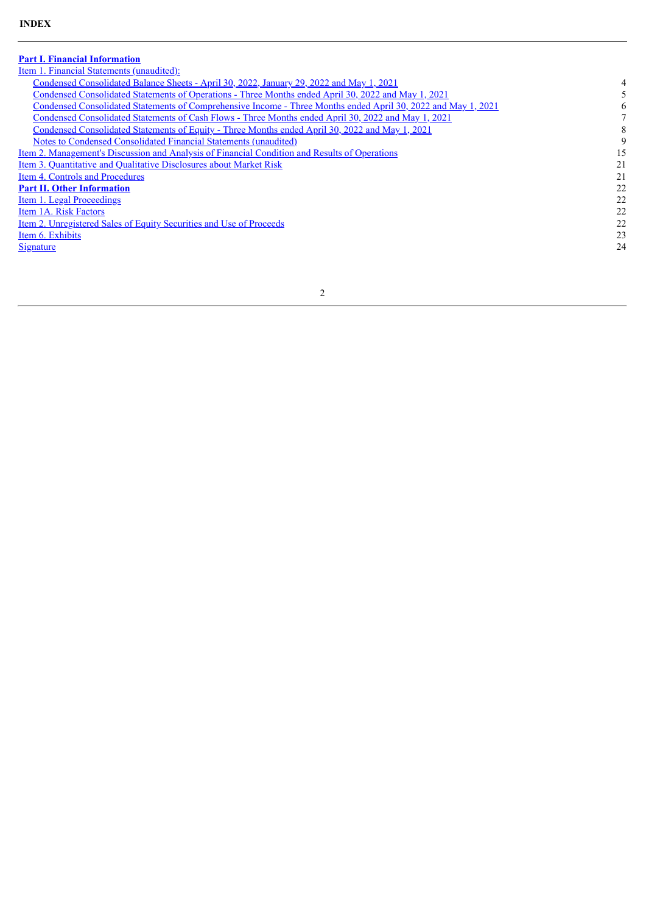**INDEX**

| | |
|---|---|
| **Part I. Financial Information** | |
| Item 1. Financial Statements (unaudited): | |
| Condensed Consolidated Balance Sheets - April 30, 2022, January 29, 2022 and May 1, 2021 | 4 |
| Condensed Consolidated Statements of Operations - Three Months ended April 30, 2022 and May 1, 2021 | 5 |
| Condensed Consolidated Statements of Comprehensive Income - Three Months ended April 30, 2022 and May 1, 2021 | 6 |
| Condensed Consolidated Statements of Cash Flows - Three Months ended April 30, 2022 and May 1, 2021 | 7 |
| Condensed Consolidated Statements of Equity - Three Months ended April 30, 2022 and May 1, 2021 | 8 |
| Notes to Condensed Consolidated Financial Statements (unaudited) | 9 |
| Item 2. Management's Discussion and Analysis of Financial Condition and Results of Operations | 15 |
| Item 3. Quantitative and Qualitative Disclosures about Market Risk | 21 |
| Item 4. Controls and Procedures | 21 |
| **Part II. Other Information** | 22 |
| Item 1. Legal Proceedings | 22 |
| Item 1A. Risk Factors | 22 |
| Item 2. Unregistered Sales of Equity Securities and Use of Proceeds | 22 |
| Item 6. Exhibits | 23 |
| Signature | 24 |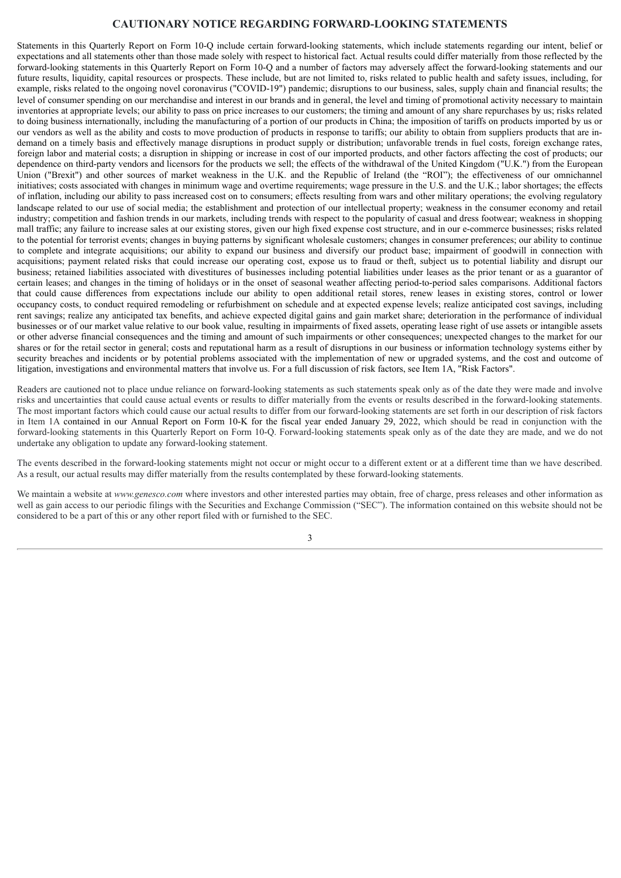# CAUTIONARY NOTICE REGARDING FORWARD-LOOKING STATEMENTS

Statements in this Quarterly Report on Form 10-Q include certain forward-looking statements, which include statements regarding our intent, belief or expectations and all statements other than those made solely with respect to historical fact. Actual results could differ materially from those reflected by the forward-looking statements in this Quarterly Report on Form 10-Q and a number of factors may adversely affect the forward-looking statements and our future results, liquidity, capital resources or prospects. These include, but are not limited to, risks related to public health and safety issues, including, for example, risks related to the ongoing novel coronavirus ("COVID-19") pandemic; disruptions to our business, sales, supply chain and financial results; the level of consumer spending on our merchandise and interest in our brands and in general, the level and timing of promotional activity necessary to maintain inventories at appropriate levels; our ability to pass on price increases to our customers; the timing and amount of any share repurchases by us; risks related to doing business internationally, including the manufacturing of a portion of our products in China; the imposition of tariffs on products imported by us or our vendors as well as the ability and costs to move production of products in response to tariffs; our ability to obtain from suppliers products that are in-demand on a timely basis and effectively manage disruptions in product supply or distribution; unfavorable trends in fuel costs, foreign exchange rates, foreign labor and material costs; a disruption in shipping or increase in cost of our imported products, and other factors affecting the cost of products; our dependence on third-party vendors and licensors for the products we sell; the effects of the withdrawal of the United Kingdom ("U.K.") from the European Union ("Brexit") and other sources of market weakness in the U.K. and the Republic of Ireland (the "ROI"); the effectiveness of our omnichannel initiatives; costs associated with changes in minimum wage and overtime requirements; wage pressure in the U.S. and the U.K.; labor shortages; the effects of inflation, including our ability to pass increased cost on to consumers; effects resulting from wars and other military operations; the evolving regulatory landscape related to our use of social media; the establishment and protection of our intellectual property; weakness in the consumer economy and retail industry; competition and fashion trends in our markets, including trends with respect to the popularity of casual and dress footwear; weakness in shopping mall traffic; any failure to increase sales at our existing stores, given our high fixed expense cost structure, and in our e-commerce businesses; risks related to the potential for terrorist events; changes in buying patterns by significant wholesale customers; changes in consumer preferences; our ability to continue to complete and integrate acquisitions; our ability to expand our business and diversify our product base; impairment of goodwill in connection with acquisitions; payment related risks that could increase our operating cost, expose us to fraud or theft, subject us to potential liability and disrupt our business; retained liabilities associated with divestitures of businesses including potential liabilities under leases as the prior tenant or as a guarantor of certain leases; and changes in the timing of holidays or in the onset of seasonal weather affecting period-to-period sales comparisons. Additional factors that could cause differences from expectations include our ability to open additional retail stores, renew leases in existing stores, control or lower occupancy costs, to conduct required remodeling or refurbishment on schedule and at expected expense levels; realize anticipated cost savings, including rent savings; realize any anticipated tax benefits, and achieve expected digital gains and gain market share; deterioration in the performance of individual businesses or of our market value relative to our book value, resulting in impairments of fixed assets, operating lease right of use assets or intangible assets or other adverse financial consequences and the timing and amount of such impairments or other consequences; unexpected changes to the market for our shares or for the retail sector in general; costs and reputational harm as a result of disruptions in our business or information technology systems either by security breaches and incidents or by potential problems associated with the implementation of new or upgraded systems, and the cost and outcome of litigation, investigations and environmental matters that involve us. For a full discussion of risk factors, see Item 1A, "Risk Factors".

Readers are cautioned not to place undue reliance on forward-looking statements as such statements speak only as of the date they were made and involve risks and uncertainties that could cause actual events or results to differ materially from the events or results described in the forward-looking statements. The most important factors which could cause our actual results to differ from our forward-looking statements are set forth in our description of risk factors in Item 1A contained in our Annual Report on Form 10-K for the fiscal year ended January 29, 2022, which should be read in conjunction with the forward-looking statements in this Quarterly Report on Form 10-Q. Forward-looking statements speak only as of the date they are made, and we do not undertake any obligation to update any forward-looking statement.

The events described in the forward-looking statements might not occur or might occur to a different extent or at a different time than we have described. As a result, our actual results may differ materially from the results contemplated by these forward-looking statements.

We maintain a website at *www.genesco.com* where investors and other interested parties may obtain, free of charge, press releases and other information as well as gain access to our periodic filings with the Securities and Exchange Commission ("SEC"). The information contained on this website should not be considered to be a part of this or any other report filed with or furnished to the SEC.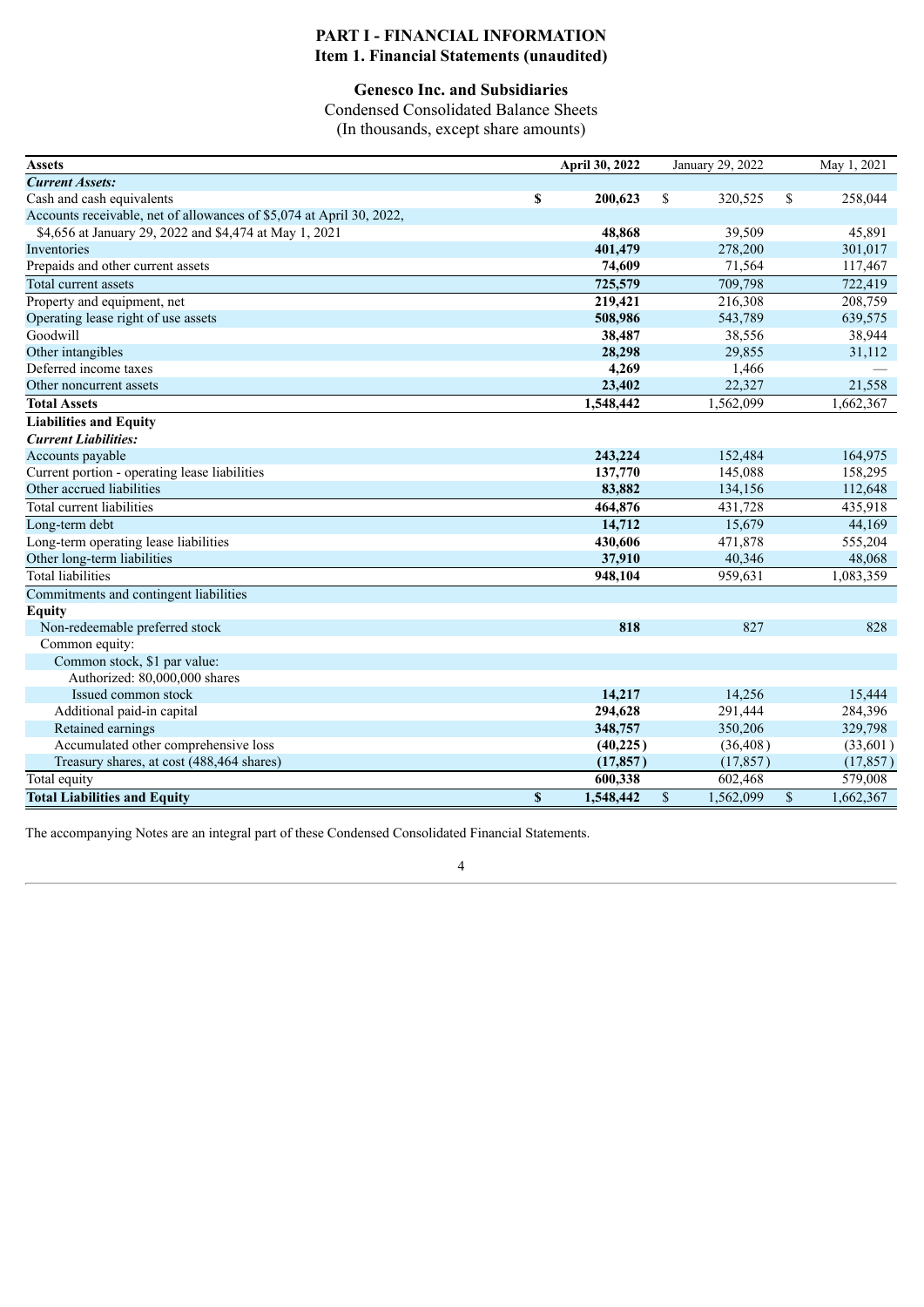# PART I - FINANCIAL INFORMATION

## Item 1. Financial Statements (unaudited)

### Genesco Inc. and Subsidiaries

Condensed Consolidated Balance Sheets

(In thousands, except share amounts)

| Assets | April 30, 2022 | January 29, 2022 | May 1, 2021 |
|---|---|---|---|
| ***Current Assets:*** | | | |
| Cash and cash equivalents | **$ 200,623** | $ 320,525 | $ 258,044 |
| Accounts receivable, net of allowances of $5,074 at April 30, 2022, $4,656 at January 29, 2022 and $4,474 at May 1, 2021 | **48,868** | 39,509 | 45,891 |
| Inventories | **401,479** | 278,200 | 301,017 |
| Prepaids and other current assets | **74,609** | 71,564 | 117,467 |
| Total current assets | **725,579** | 709,798 | 722,419 |
| Property and equipment, net | **219,421** | 216,308 | 208,759 |
| Operating lease right of use assets | **508,986** | 543,789 | 639,575 |
| Goodwill | **38,487** | 38,556 | 38,944 |
| Other intangibles | **28,298** | 29,855 | 31,112 |
| Deferred income taxes | **4,269** | 1,466 | — |
| Other noncurrent assets | **23,402** | 22,327 | 21,558 |
| **Total Assets** | **1,548,442** | 1,562,099 | 1,662,367 |
| **Liabilities and Equity** | | | |
| ***Current Liabilities:*** | | | |
| Accounts payable | **243,224** | 152,484 | 164,975 |
| Current portion - operating lease liabilities | **137,770** | 145,088 | 158,295 |
| Other accrued liabilities | **83,882** | 134,156 | 112,648 |
| Total current liabilities | **464,876** | 431,728 | 435,918 |
| Long-term debt | **14,712** | 15,679 | 44,169 |
| Long-term operating lease liabilities | **430,606** | 471,878 | 555,204 |
| Other long-term liabilities | **37,910** | 40,346 | 48,068 |
| Total liabilities | **948,104** | 959,631 | 1,083,359 |
| Commitments and contingent liabilities | | | |
| **Equity** | | | |
| Non-redeemable preferred stock | **818** | 827 | 828 |
| Common equity: | | | |
| Common stock, $1 par value: | | | |
| Authorized: 80,000,000 shares | | | |
| Issued common stock | **14,217** | 14,256 | 15,444 |
| Additional paid-in capital | **294,628** | 291,444 | 284,396 |
| Retained earnings | **348,757** | 350,206 | 329,798 |
| Accumulated other comprehensive loss | **(40,225)** | (36,408) | (33,601) |
| Treasury shares, at cost (488,464 shares) | **(17,857)** | (17,857) | (17,857) |
| Total equity | **600,338** | 602,468 | 579,008 |
| **Total Liabilities and Equity** | **$ 1,548,442** | $ 1,562,099 | $ 1,662,367 |

The accompanying Notes are an integral part of these Condensed Consolidated Financial Statements.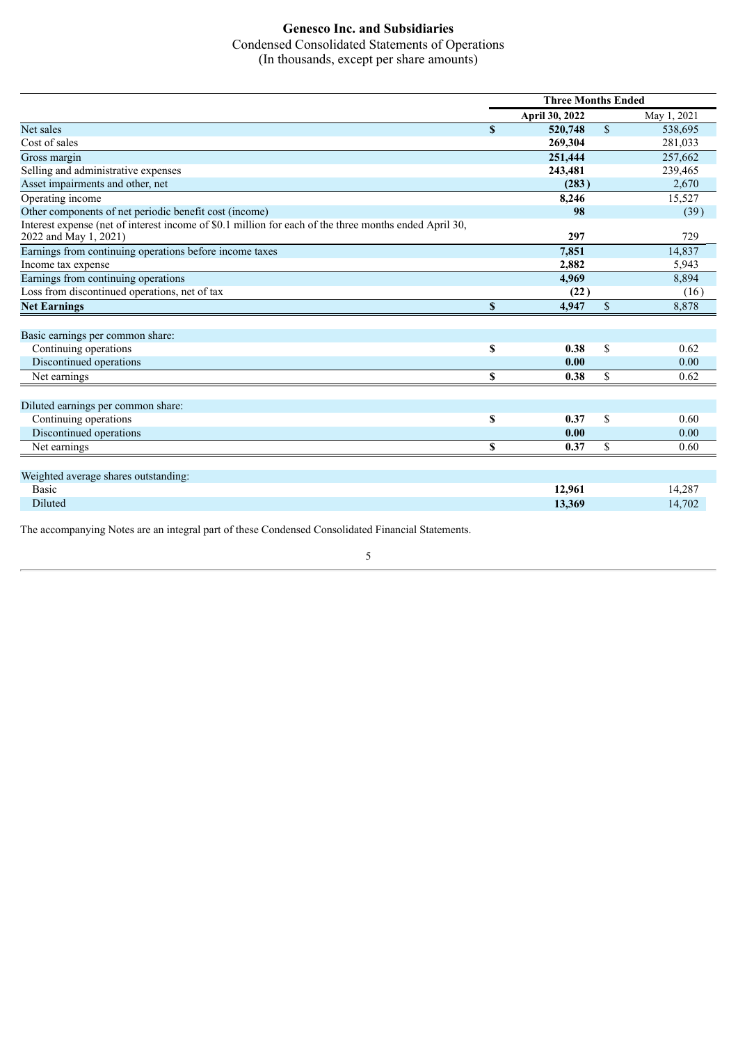# Genesco Inc. and Subsidiaries

Condensed Consolidated Statements of Operations
(In thousands, except per share amounts)

| | Three Months Ended | |
|---|---|---|
| | **April 30, 2022** | May 1, 2021 |
| Net sales | **$ 520,748** | $ 538,695 |
| Cost of sales | **269,304** | 281,033 |
| Gross margin | **251,444** | 257,662 |
| Selling and administrative expenses | **243,481** | 239,465 |
| Asset impairments and other, net | **(283)** | 2,670 |
| Operating income | **8,246** | 15,527 |
| Other components of net periodic benefit cost (income) | **98** | (39) |
| Interest expense (net of interest income of $0.1 million for each of the three months ended April 30, 2022 and May 1, 2021) | **297** | 729 |
| Earnings from continuing operations before income taxes | **7,851** | 14,837 |
| Income tax expense | **2,882** | 5,943 |
| Earnings from continuing operations | **4,969** | 8,894 |
| Loss from discontinued operations, net of tax | **(22)** | (16) |
| **Net Earnings** | **$ 4,947** | $ 8,878 |
| | | |
| Basic earnings per common share: | | |
| Continuing operations | **$ 0.38** | $ 0.62 |
| Discontinued operations | **0.00** | 0.00 |
| Net earnings | **$ 0.38** | $ 0.62 |
| | | |
| Diluted earnings per common share: | | |
| Continuing operations | **$ 0.37** | $ 0.60 |
| Discontinued operations | **0.00** | 0.00 |
| Net earnings | **$ 0.37** | $ 0.60 |
| | | |
| Weighted average shares outstanding: | | |
| Basic | **12,961** | 14,287 |
| Diluted | **13,369** | 14,702 |

The accompanying Notes are an integral part of these Condensed Consolidated Financial Statements.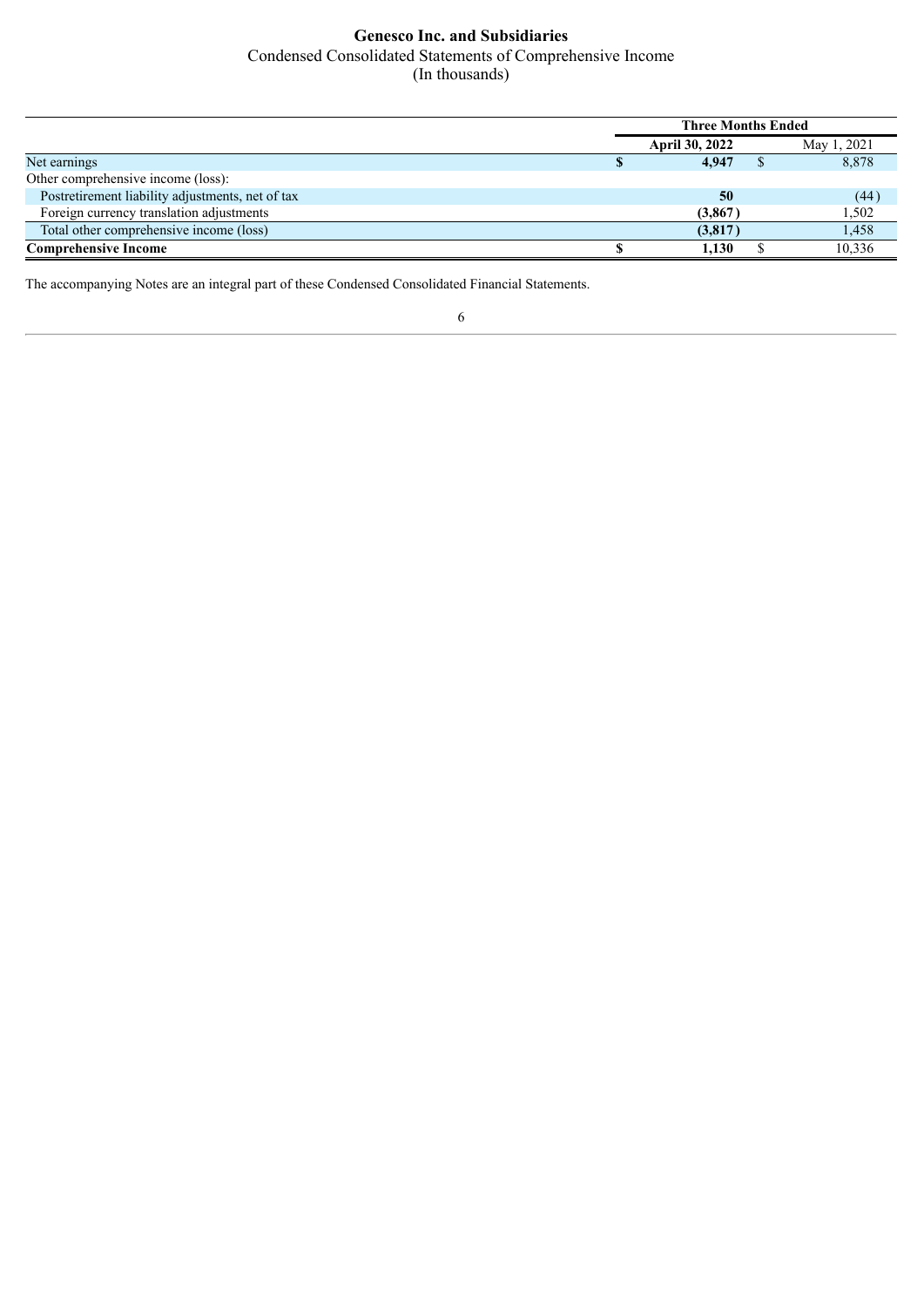# Genesco Inc. and Subsidiaries

Condensed Consolidated Statements of Comprehensive Income

(In thousands)

| | Three Months Ended | |
|---|---|---|
| | **April 30, 2022** | May 1, 2021 |
| Net earnings | **$ 4,947** | $ 8,878 |
| Other comprehensive income (loss): | | |
| Postretirement liability adjustments, net of tax | **50** | (44) |
| Foreign currency translation adjustments | **(3,867)** | 1,502 |
| Total other comprehensive income (loss) | **(3,817)** | 1,458 |
| **Comprehensive Income** | **$ 1,130** | $ 10,336 |

The accompanying Notes are an integral part of these Condensed Consolidated Financial Statements.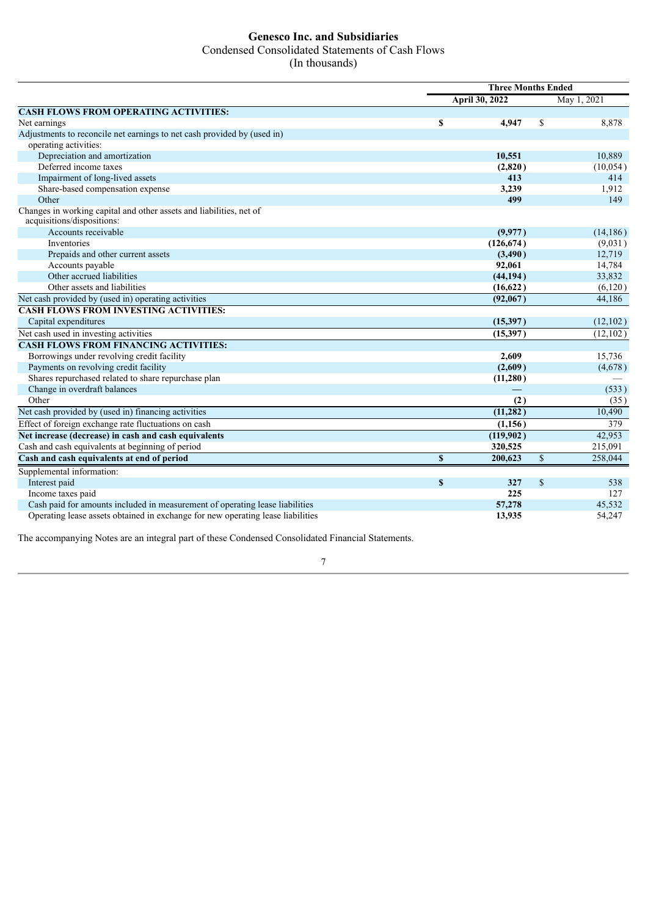# Genesco Inc. and Subsidiaries

Condensed Consolidated Statements of Cash Flows

(In thousands)

| | Three Months Ended | |
|---|---|---|
| | **April 30, 2022** | May 1, 2021 |
| **CASH FLOWS FROM OPERATING ACTIVITIES:** | | |
| Net earnings | **$ 4,947** | $ 8,878 |
| Adjustments to reconcile net earnings to net cash provided by (used in) operating activities: | | |
| Depreciation and amortization | **10,551** | 10,889 |
| Deferred income taxes | **(2,820)** | (10,054) |
| Impairment of long-lived assets | **413** | 414 |
| Share-based compensation expense | **3,239** | 1,912 |
| Other | **499** | 149 |
| Changes in working capital and other assets and liabilities, net of acquisitions/dispositions: | | |
| Accounts receivable | **(9,977)** | (14,186) |
| Inventories | **(126,674)** | (9,031) |
| Prepaids and other current assets | **(3,490)** | 12,719 |
| Accounts payable | **92,061** | 14,784 |
| Other accrued liabilities | **(44,194)** | 33,832 |
| Other assets and liabilities | **(16,622)** | (6,120) |
| Net cash provided by (used in) operating activities | **(92,067)** | 44,186 |
| **CASH FLOWS FROM INVESTING ACTIVITIES:** | | |
| Capital expenditures | **(15,397)** | (12,102) |
| Net cash used in investing activities | **(15,397)** | (12,102) |
| **CASH FLOWS FROM FINANCING ACTIVITIES:** | | |
| Borrowings under revolving credit facility | **2,609** | 15,736 |
| Payments on revolving credit facility | **(2,609)** | (4,678) |
| Shares repurchased related to share repurchase plan | **(11,280)** | — |
| Change in overdraft balances | **—** | (533) |
| Other | **(2)** | (35) |
| Net cash provided by (used in) financing activities | **(11,282)** | 10,490 |
| Effect of foreign exchange rate fluctuations on cash | **(1,156)** | 379 |
| **Net increase (decrease) in cash and cash equivalents** | **(119,902)** | **42,953** |
| Cash and cash equivalents at beginning of period | **320,525** | 215,091 |
| **Cash and cash equivalents at end of period** | **$ 200,623** | **$ 258,044** |
| Supplemental information: | | |
| Interest paid | **$ 327** | $ 538 |
| Income taxes paid | **225** | 127 |
| Cash paid for amounts included in measurement of operating lease liabilities | **57,278** | 45,532 |
| Operating lease assets obtained in exchange for new operating lease liabilities | **13,935** | 54,247 |

The accompanying Notes are an integral part of these Condensed Consolidated Financial Statements.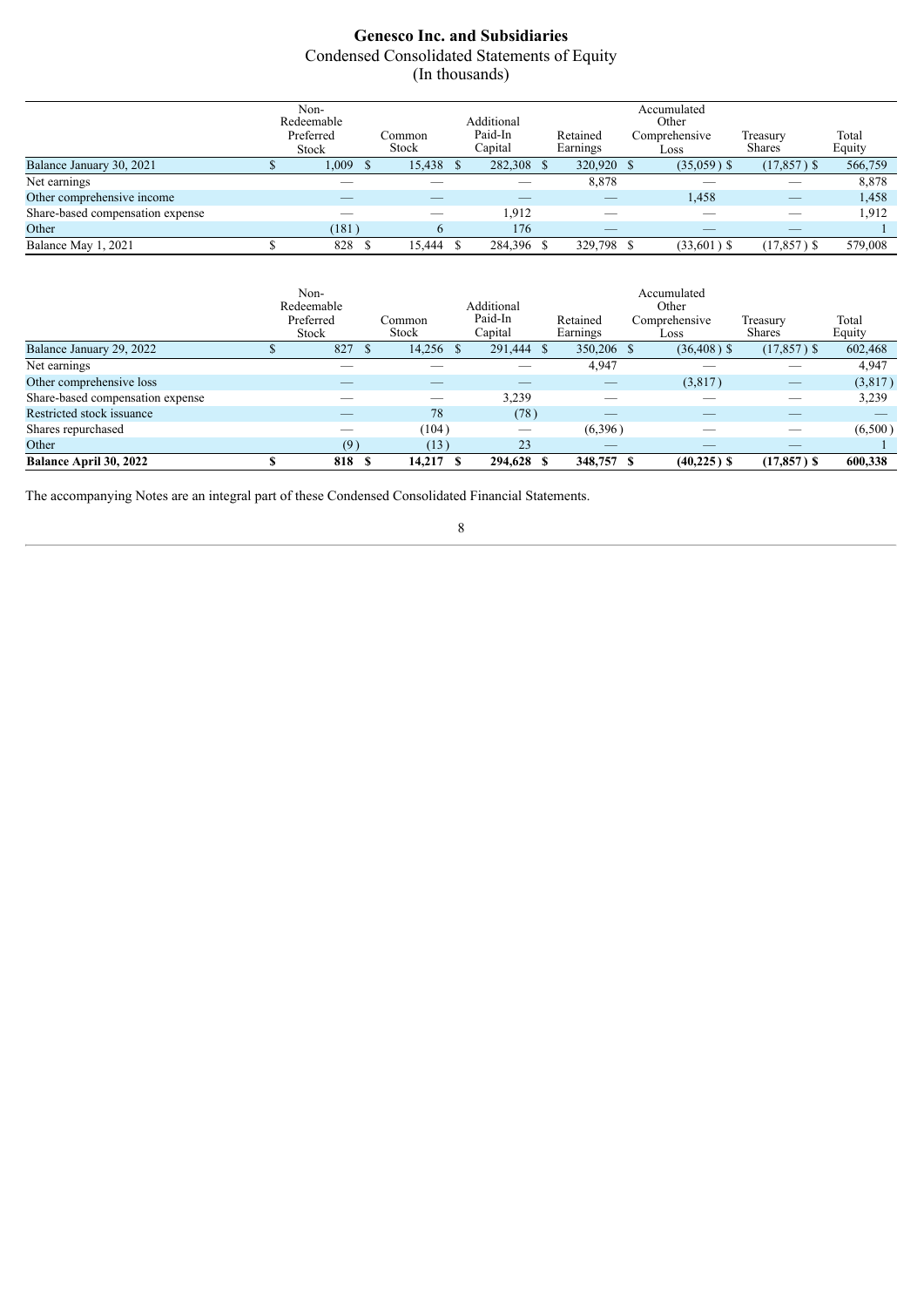# Genesco Inc. and Subsidiaries

Condensed Consolidated Statements of Equity

(In thousands)

| | Non-Redeemable Preferred Stock | Common Stock | Additional Paid-In Capital | Retained Earnings | Accumulated Other Comprehensive Loss | Treasury Shares | Total Equity |
|---|---|---|---|---|---|---|---|
| Balance January 30, 2021 | $ 1,009 | $ 15,438 | $ 282,308 | $ 320,920 | $ (35,059) | $ (17,857) | $ 566,759 |
| Net earnings | — | — | — | 8,878 | — | — | 8,878 |
| Other comprehensive income | — | — | — | — | 1,458 | — | 1,458 |
| Share-based compensation expense | — | — | 1,912 | — | — | — | 1,912 |
| Other | (181) | 6 | 176 | — | — | — | 1 |
| Balance May 1, 2021 | $ 828 | $ 15,444 | $ 284,396 | $ 329,798 | $ (33,601) | $ (17,857) | $ 579,008 |

| | Non-Redeemable Preferred Stock | Common Stock | Additional Paid-In Capital | Retained Earnings | Accumulated Other Comprehensive Loss | Treasury Shares | Total Equity |
|---|---|---|---|---|---|---|---|
| Balance January 29, 2022 | $ 827 | $ 14,256 | $ 291,444 | $ 350,206 | $ (36,408) | $ (17,857) | $ 602,468 |
| Net earnings | — | — | — | 4,947 | — | — | 4,947 |
| Other comprehensive loss | — | — | — | — | (3,817) | — | (3,817) |
| Share-based compensation expense | — | — | 3,239 | — | — | — | 3,239 |
| Restricted stock issuance | — | 78 | (78) | — | — | — | — |
| Shares repurchased | — | (104) | — | (6,396) | — | — | (6,500) |
| Other | (9) | (13) | 23 | — | — | — | 1 |
| **Balance April 30, 2022** | **$ 818** | **$ 14,217** | **$ 294,628** | **$ 348,757** | **$ (40,225)** | **$ (17,857)** | **$ 600,338** |

The accompanying Notes are an integral part of these Condensed Consolidated Financial Statements.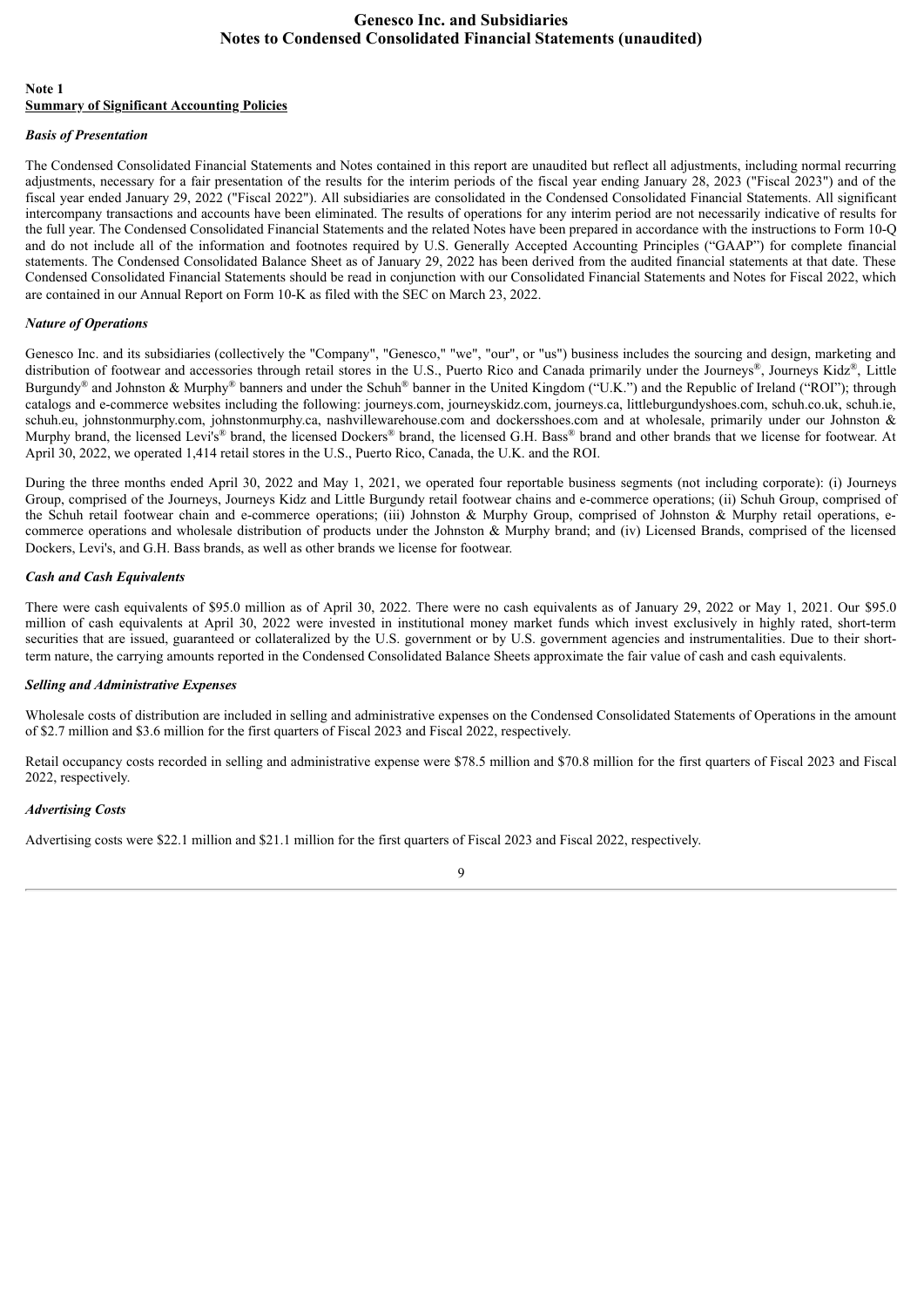**Genesco Inc. and Subsidiaries**
**Notes to Condensed Consolidated Financial Statements (unaudited)**

**Note 1**
**Summary of Significant Accounting Policies**

***Basis of Presentation***

The Condensed Consolidated Financial Statements and Notes contained in this report are unaudited but reflect all adjustments, including normal recurring adjustments, necessary for a fair presentation of the results for the interim periods of the fiscal year ending January 28, 2023 ("Fiscal 2023") and of the fiscal year ended January 29, 2022 ("Fiscal 2022"). All subsidiaries are consolidated in the Condensed Consolidated Financial Statements. All significant intercompany transactions and accounts have been eliminated. The results of operations for any interim period are not necessarily indicative of results for the full year. The Condensed Consolidated Financial Statements and the related Notes have been prepared in accordance with the instructions to Form 10-Q and do not include all of the information and footnotes required by U.S. Generally Accepted Accounting Principles ("GAAP") for complete financial statements. The Condensed Consolidated Balance Sheet as of January 29, 2022 has been derived from the audited financial statements at that date. These Condensed Consolidated Financial Statements should be read in conjunction with our Consolidated Financial Statements and Notes for Fiscal 2022, which are contained in our Annual Report on Form 10-K as filed with the SEC on March 23, 2022.

***Nature of Operations***

Genesco Inc. and its subsidiaries (collectively the "Company", "Genesco," "we", "our", or "us") business includes the sourcing and design, marketing and distribution of footwear and accessories through retail stores in the U.S., Puerto Rico and Canada primarily under the Journeys®, Journeys Kidz®, Little Burgundy® and Johnston & Murphy® banners and under the Schuh® banner in the United Kingdom ("U.K.") and the Republic of Ireland ("ROI"); through catalogs and e-commerce websites including the following: journeys.com, journeyskidz.com, journeys.ca, littleburgundyshoes.com, schuh.co.uk, schuh.ie, schuh.eu, johnstonmurphy.com, johnstonmurphy.ca, nashvillewarehouse.com and dockersshoes.com and at wholesale, primarily under our Johnston & Murphy brand, the licensed Levi's® brand, the licensed Dockers® brand, the licensed G.H. Bass® brand and other brands that we license for footwear. At April 30, 2022, we operated 1,414 retail stores in the U.S., Puerto Rico, Canada, the U.K. and the ROI.

During the three months ended April 30, 2022 and May 1, 2021, we operated four reportable business segments (not including corporate): (i) Journeys Group, comprised of the Journeys, Journeys Kidz and Little Burgundy retail footwear chains and e-commerce operations; (ii) Schuh Group, comprised of the Schuh retail footwear chain and e-commerce operations; (iii) Johnston & Murphy Group, comprised of Johnston & Murphy retail operations, e-commerce operations and wholesale distribution of products under the Johnston & Murphy brand; and (iv) Licensed Brands, comprised of the licensed Dockers, Levi's, and G.H. Bass brands, as well as other brands we license for footwear.

***Cash and Cash Equivalents***

There were cash equivalents of $95.0 million as of April 30, 2022. There were no cash equivalents as of January 29, 2022 or May 1, 2021. Our $95.0 million of cash equivalents at April 30, 2022 were invested in institutional money market funds which invest exclusively in highly rated, short-term securities that are issued, guaranteed or collateralized by the U.S. government or by U.S. government agencies and instrumentalities. Due to their short-term nature, the carrying amounts reported in the Condensed Consolidated Balance Sheets approximate the fair value of cash and cash equivalents.

***Selling and Administrative Expenses***

Wholesale costs of distribution are included in selling and administrative expenses on the Condensed Consolidated Statements of Operations in the amount of $2.7 million and $3.6 million for the first quarters of Fiscal 2023 and Fiscal 2022, respectively.

Retail occupancy costs recorded in selling and administrative expense were $78.5 million and $70.8 million for the first quarters of Fiscal 2023 and Fiscal 2022, respectively.

***Advertising Costs***

Advertising costs were $22.1 million and $21.1 million for the first quarters of Fiscal 2023 and Fiscal 2022, respectively.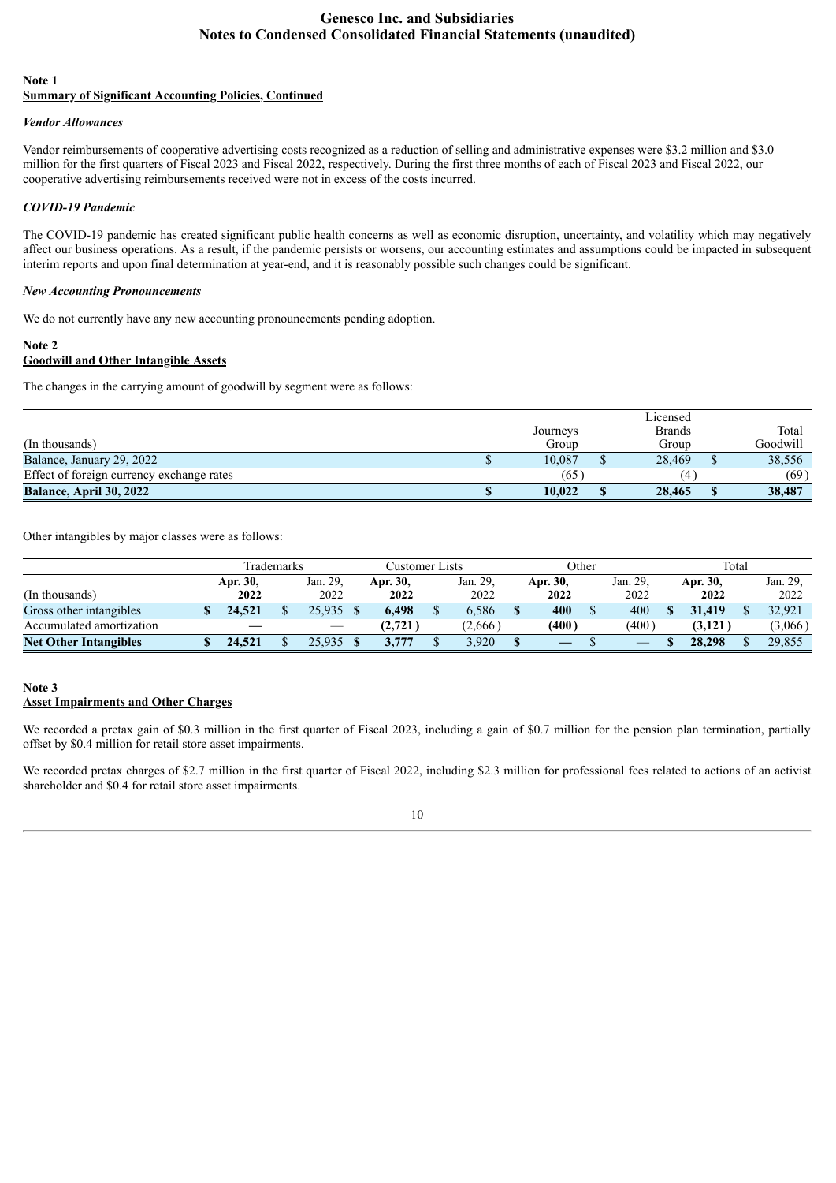# Genesco Inc. and Subsidiaries
# Notes to Condensed Consolidated Financial Statements (unaudited)

**Note 1**
**Summary of Significant Accounting Policies, Continued**

*Vendor Allowances*

Vendor reimbursements of cooperative advertising costs recognized as a reduction of selling and administrative expenses were $3.2 million and $3.0 million for the first quarters of Fiscal 2023 and Fiscal 2022, respectively. During the first three months of each of Fiscal 2023 and Fiscal 2022, our cooperative advertising reimbursements received were not in excess of the costs incurred.

*COVID-19 Pandemic*

The COVID-19 pandemic has created significant public health concerns as well as economic disruption, uncertainty, and volatility which may negatively affect our business operations. As a result, if the pandemic persists or worsens, our accounting estimates and assumptions could be impacted in subsequent interim reports and upon final determination at year-end, and it is reasonably possible such changes could be significant.

*New Accounting Pronouncements*

We do not currently have any new accounting pronouncements pending adoption.

**Note 2**
**Goodwill and Other Intangible Assets**

The changes in the carrying amount of goodwill by segment were as follows:

| (In thousands) | Journeys Group | Licensed Brands Group | Total Goodwill |
|---|---|---|---|
| Balance, January 29, 2022 | $ 10,087 | $ 28,469 | $ 38,556 |
| Effect of foreign currency exchange rates | (65) | (4) | (69) |
| **Balance, April 30, 2022** | **$ 10,022** | **$ 28,465** | **$ 38,487** |

Other intangibles by major classes were as follows:

| | Trademarks | | Customer Lists | | Other | | Total | |
|---|---|---|---|---|---|---|---|---|
| (In thousands) | **Apr. 30, 2022** | Jan. 29, 2022 | **Apr. 30, 2022** | Jan. 29, 2022 | **Apr. 30, 2022** | Jan. 29, 2022 | **Apr. 30, 2022** | Jan. 29, 2022 |
| Gross other intangibles | **$ 24,521** | $ 25,935 | **$ 6,498** | $ 6,586 | **$ 400** | $ 400 | **$ 31,419** | $ 32,921 |
| Accumulated amortization | **—** | — | **(2,721)** | (2,666) | **(400)** | (400) | **(3,121)** | (3,066) |
| **Net Other Intangibles** | **$ 24,521** | $ 25,935 | **$ 3,777** | $ 3,920 | **$ —** | $ — | **$ 28,298** | $ 29,855 |

**Note 3**
**Asset Impairments and Other Charges**

We recorded a pretax gain of $0.3 million in the first quarter of Fiscal 2023, including a gain of $0.7 million for the pension plan termination, partially offset by $0.4 million for retail store asset impairments.

We recorded pretax charges of $2.7 million in the first quarter of Fiscal 2022, including $2.3 million for professional fees related to actions of an activist shareholder and $0.4 for retail store asset impairments.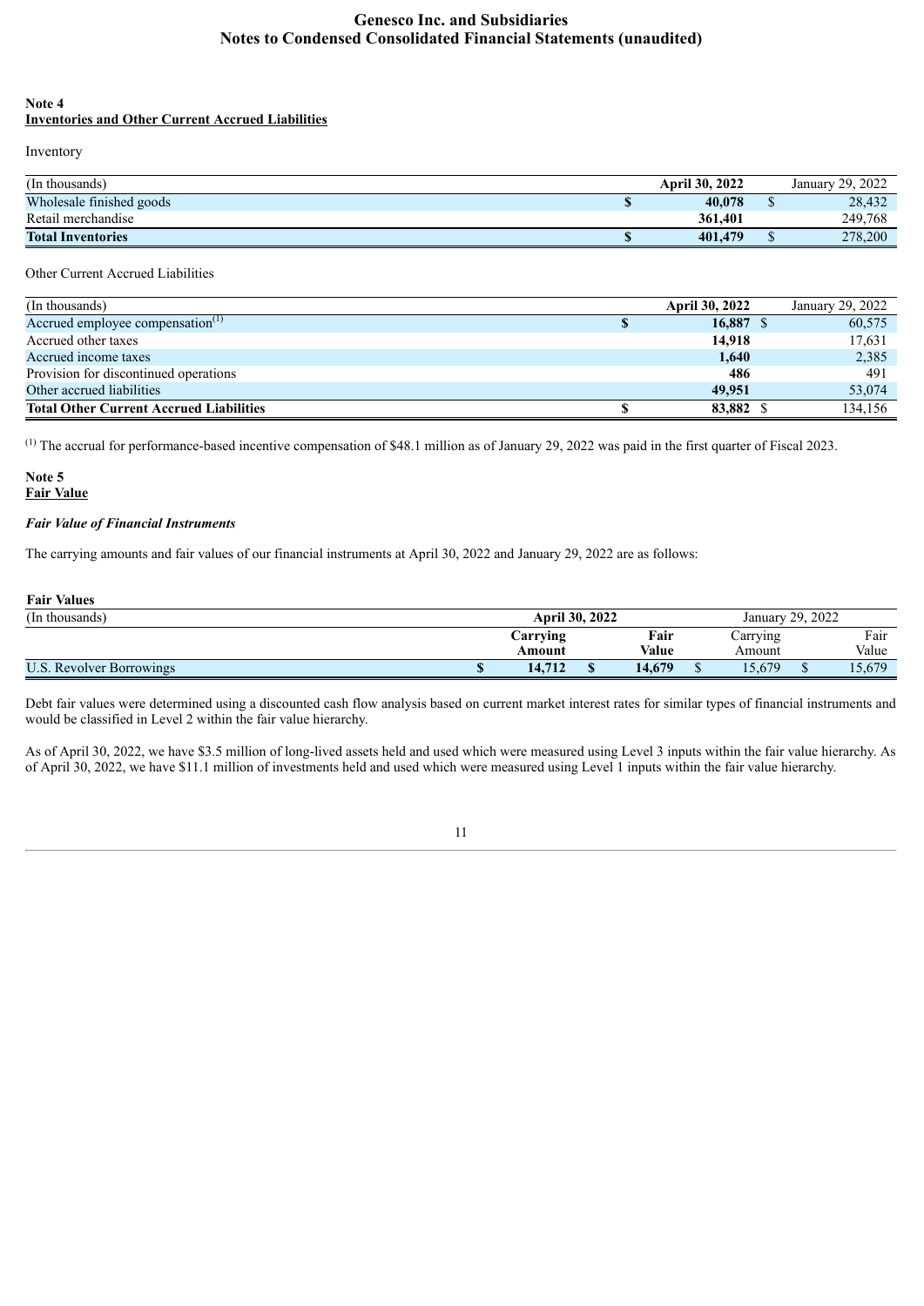## Note 4
## Inventories and Other Current Accrued Liabilities

Inventory

| (In thousands) | April 30, 2022 | January 29, 2022 |
|---|---|---|
| Wholesale finished goods | $ 40,078 | $ 28,432 |
| Retail merchandise | 361,401 | 249,768 |
| **Total Inventories** | **$ 401,479** | **$ 278,200** |

Other Current Accrued Liabilities

| (In thousands) | April 30, 2022 | January 29, 2022 |
|---|---|---|
| Accrued employee compensation[1] | $ 16,887 | $ 60,575 |
| Accrued other taxes | 14,918 | 17,631 |
| Accrued income taxes | 1,640 | 2,385 |
| Provision for discontinued operations | 486 | 491 |
| Other accrued liabilities | 49,951 | 53,074 |
| **Total Other Current Accrued Liabilities** | **$ 83,882** | **$ 134,156** |

[1] The accrual for performance-based incentive compensation of $48.1 million as of January 29, 2022 was paid in the first quarter of Fiscal 2023.

## Note 5
## Fair Value

### *Fair Value of Financial Instruments*

The carrying amounts and fair values of our financial instruments at April 30, 2022 and January 29, 2022 are as follows:

**Fair Values**

| (In thousands) | April 30, 2022 | | January 29, 2022 | |
|---|---|---|---|---|
| | Carrying Amount | Fair Value | Carrying Amount | Fair Value |
| U.S. Revolver Borrowings | $ 14,712 | $ 14,679 | $ 15,679 | $ 15,679 |

Debt fair values were determined using a discounted cash flow analysis based on current market interest rates for similar types of financial instruments and would be classified in Level 2 within the fair value hierarchy.

As of April 30, 2022, we have $3.5 million of long-lived assets held and used which were measured using Level 3 inputs within the fair value hierarchy. As of April 30, 2022, we have $11.1 million of investments held and used which were measured using Level 1 inputs within the fair value hierarchy.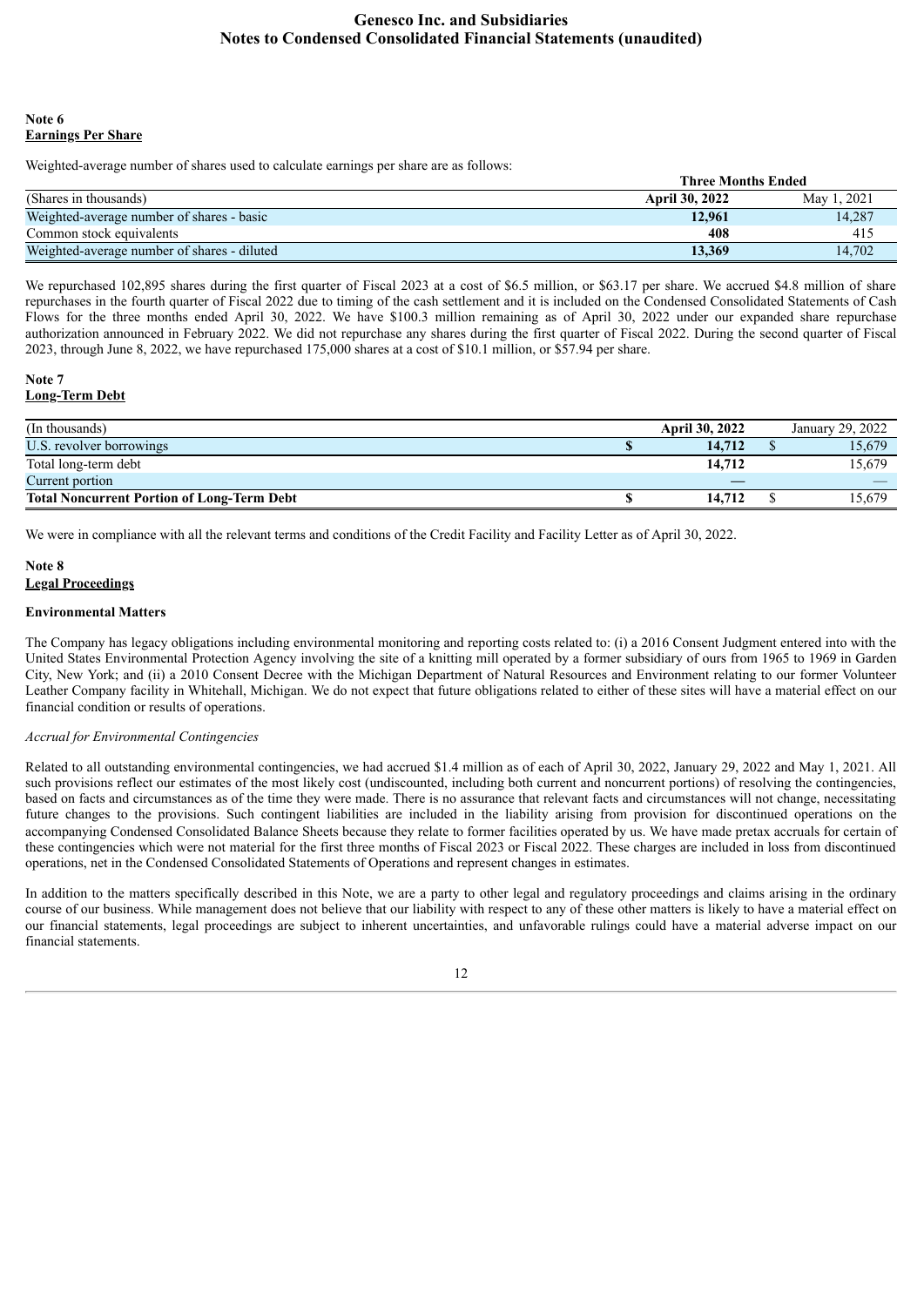# Note 6

## Earnings Per Share

Weighted-average number of shares used to calculate earnings per share are as follows:

| | Three Months Ended | |
|---|---|---|
| (Shares in thousands) | **April 30, 2022** | May 1, 2021 |
| Weighted-average number of shares - basic | **12,961** | 14,287 |
| Common stock equivalents | **408** | 415 |
| Weighted-average number of shares - diluted | **13,369** | 14,702 |

We repurchased 102,895 shares during the first quarter of Fiscal 2023 at a cost of $6.5 million, or $63.17 per share. We accrued $4.8 million of share repurchases in the fourth quarter of Fiscal 2022 due to timing of the cash settlement and it is included on the Condensed Consolidated Statements of Cash Flows for the three months ended April 30, 2022. We have $100.3 million remaining as of April 30, 2022 under our expanded share repurchase authorization announced in February 2022. We did not repurchase any shares during the first quarter of Fiscal 2022. During the second quarter of Fiscal 2023, through June 8, 2022, we have repurchased 175,000 shares at a cost of $10.1 million, or $57.94 per share.

# Note 7

## Long-Term Debt

| (In thousands) | April 30, 2022 | January 29, 2022 |
|---|---|---|
| U.S. revolver borrowings | **$ 14,712** | $ 15,679 |
| Total long-term debt | **14,712** | 15,679 |
| Current portion | **—** | — |
| **Total Noncurrent Portion of Long-Term Debt** | **$ 14,712** | $ 15,679 |

We were in compliance with all the relevant terms and conditions of the Credit Facility and Facility Letter as of April 30, 2022.

# Note 8

## Legal Proceedings

### Environmental Matters

The Company has legacy obligations including environmental monitoring and reporting costs related to: (i) a 2016 Consent Judgment entered into with the United States Environmental Protection Agency involving the site of a knitting mill operated by a former subsidiary of ours from 1965 to 1969 in Garden City, New York; and (ii) a 2010 Consent Decree with the Michigan Department of Natural Resources and Environment relating to our former Volunteer Leather Company facility in Whitehall, Michigan. We do not expect that future obligations related to either of these sites will have a material effect on our financial condition or results of operations.

*Accrual for Environmental Contingencies*

Related to all outstanding environmental contingencies, we had accrued $1.4 million as of each of April 30, 2022, January 29, 2022 and May 1, 2021. All such provisions reflect our estimates of the most likely cost (undiscounted, including both current and noncurrent portions) of resolving the contingencies, based on facts and circumstances as of the time they were made. There is no assurance that relevant facts and circumstances will not change, necessitating future changes to the provisions. Such contingent liabilities are included in the liability arising from provision for discontinued operations on the accompanying Condensed Consolidated Balance Sheets because they relate to former facilities operated by us. We have made pretax accruals for certain of these contingencies which were not material for the first three months of Fiscal 2023 or Fiscal 2022. These charges are included in loss from discontinued operations, net in the Condensed Consolidated Statements of Operations and represent changes in estimates.

In addition to the matters specifically described in this Note, we are a party to other legal and regulatory proceedings and claims arising in the ordinary course of our business. While management does not believe that our liability with respect to any of these other matters is likely to have a material effect on our financial statements, legal proceedings are subject to inherent uncertainties, and unfavorable rulings could have a material adverse impact on our financial statements.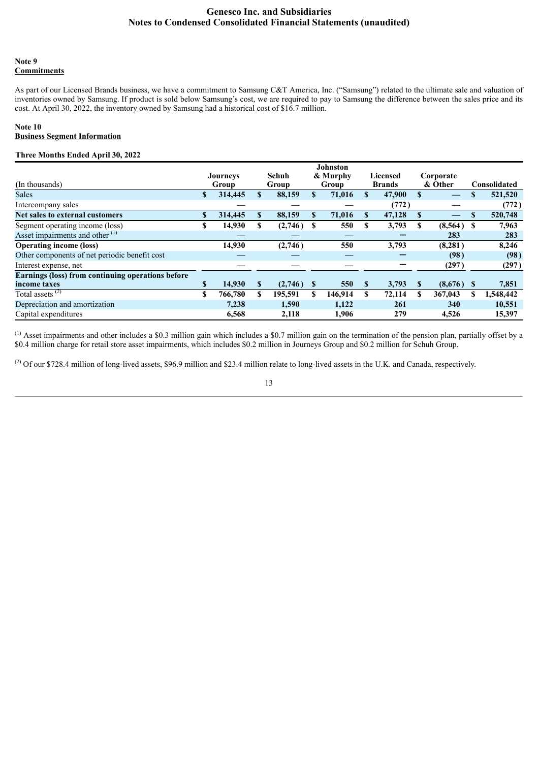## Note 9
**Commitments**

As part of our Licensed Brands business, we have a commitment to Samsung C&T America, Inc. ("Samsung") related to the ultimate sale and valuation of inventories owned by Samsung. If product is sold below Samsung's cost, we are required to pay to Samsung the difference between the sales price and its cost. At April 30, 2022, the inventory owned by Samsung had a historical cost of $16.7 million.

## Note 10
**Business Segment Information**

**Three Months Ended April 30, 2022**

| (In thousands) | Journeys Group | Schuh Group | Johnston & Murphy Group | Licensed Brands | Corporate & Other | Consolidated |
|---|---|---|---|---|---|---|
| Sales | $ 314,445 | $ 88,159 | $ 71,016 | $ 47,900 | $ — | $ 521,520 |
| Intercompany sales | — | — | — | (772) | — | (772) |
| **Net sales to external customers** | **$ 314,445** | **$ 88,159** | **$ 71,016** | **$ 47,128** | **$ —** | **$ 520,748** |
| Segment operating income (loss) | $ 14,930 | $ (2,746) | $ 550 | $ 3,793 | $ (8,564) | $ 7,963 |
| Asset impairments and other [1] | — | — | — | — | 283 | 283 |
| **Operating income (loss)** | **14,930** | **(2,746)** | **550** | **3,793** | **(8,281)** | **8,246** |
| Other components of net periodic benefit cost | — | — | — | — | (98) | (98) |
| Interest expense, net | — | — | — | — | (297) | (297) |
| **Earnings (loss) from continuing operations before income taxes** | **$ 14,930** | **$ (2,746)** | **$ 550** | **$ 3,793** | **$ (8,676)** | **$ 7,851** |
| Total assets [2] | $ 766,780 | $ 195,591 | $ 146,914 | $ 72,114 | $ 367,043 | $ 1,548,442 |
| Depreciation and amortization | 7,238 | 1,590 | 1,122 | 261 | 340 | 10,551 |
| Capital expenditures | 6,568 | 2,118 | 1,906 | 279 | 4,526 | 15,397 |

[1] Asset impairments and other includes a $0.3 million gain which includes a $0.7 million gain on the termination of the pension plan, partially offset by a $0.4 million charge for retail store asset impairments, which includes $0.2 million in Journeys Group and $0.2 million for Schuh Group.

[2] Of our $728.4 million of long-lived assets, $96.9 million and $23.4 million relate to long-lived assets in the U.K. and Canada, respectively.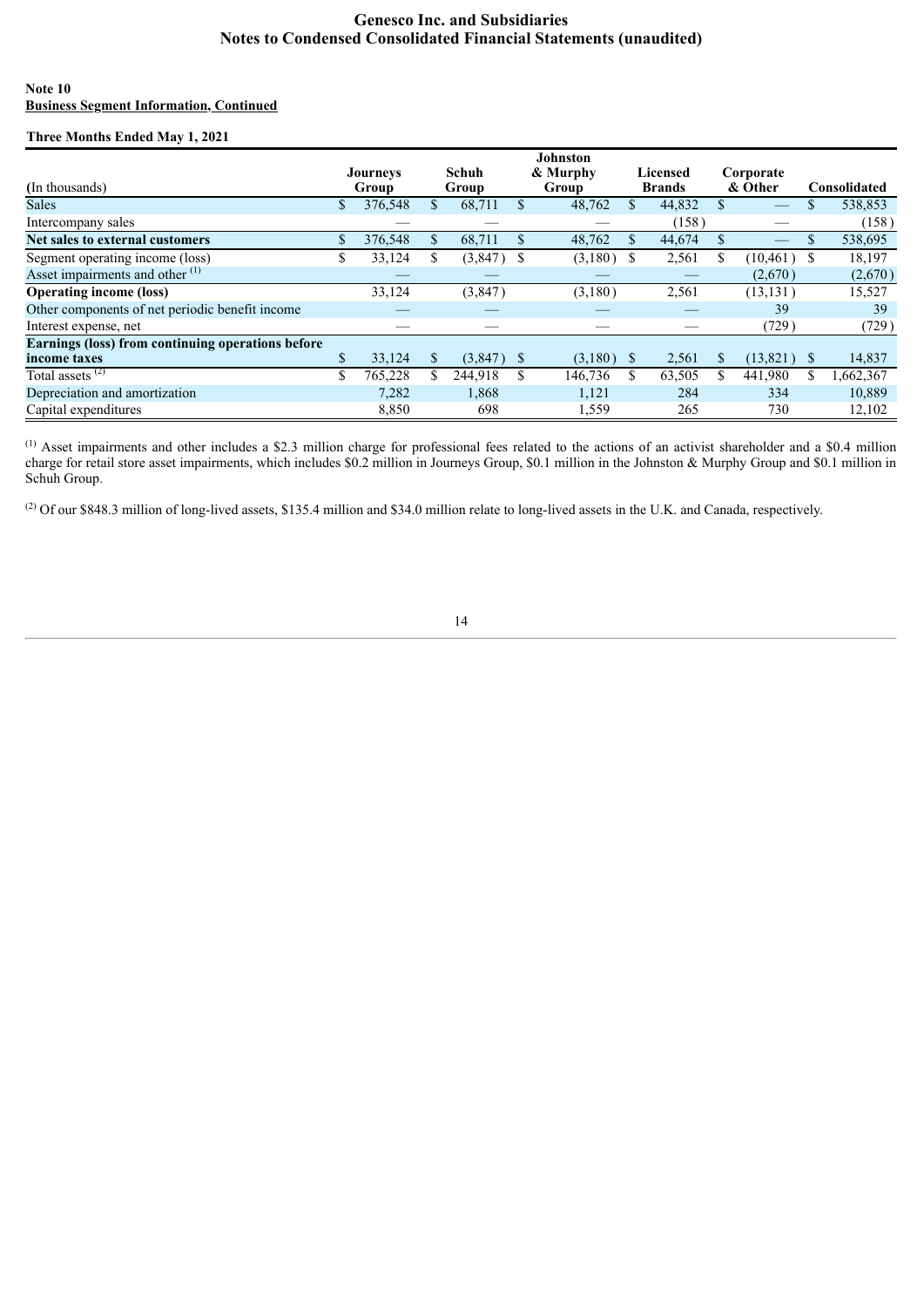**Note 10**
**Business Segment Information, Continued**

**Three Months Ended May 1, 2021**

| (In thousands) | Journeys Group | Schuh Group | Johnston & Murphy Group | Licensed Brands | Corporate & Other | Consolidated |
|---|---|---|---|---|---|---|
| Sales | $ 376,548 | $ 68,711 | $ 48,762 | $ 44,832 | $ — | $ 538,853 |
| Intercompany sales | — | — | — | (158) | — | (158) |
| **Net sales to external customers** | $ 376,548 | $ 68,711 | $ 48,762 | $ 44,674 | $ — | $ 538,695 |
| Segment operating income (loss) | $ 33,124 | $ (3,847) | $ (3,180) | $ 2,561 | $ (10,461) | $ 18,197 |
| Asset impairments and other [(1)] | — | — | — | — | (2,670) | (2,670) |
| **Operating income (loss)** | 33,124 | (3,847) | (3,180) | 2,561 | (13,131) | 15,527 |
| Other components of net periodic benefit income | — | — | — | — | 39 | 39 |
| Interest expense, net | — | — | — | — | (729) | (729) |
| **Earnings (loss) from continuing operations before income taxes** | $ 33,124 | $ (3,847) | $ (3,180) | $ 2,561 | $ (13,821) | $ 14,837 |
| Total assets [(2)] | $ 765,228 | $ 244,918 | $ 146,736 | $ 63,505 | $ 441,980 | $ 1,662,367 |
| Depreciation and amortization | 7,282 | 1,868 | 1,121 | 284 | 334 | 10,889 |
| Capital expenditures | 8,850 | 698 | 1,559 | 265 | 730 | 12,102 |

[(1)] Asset impairments and other includes a $2.3 million charge for professional fees related to the actions of an activist shareholder and a $0.4 million charge for retail store asset impairments, which includes $0.2 million in Journeys Group, $0.1 million in the Johnston & Murphy Group and $0.1 million in Schuh Group.

[(2)] Of our $848.3 million of long-lived assets, $135.4 million and $34.0 million relate to long-lived assets in the U.K. and Canada, respectively.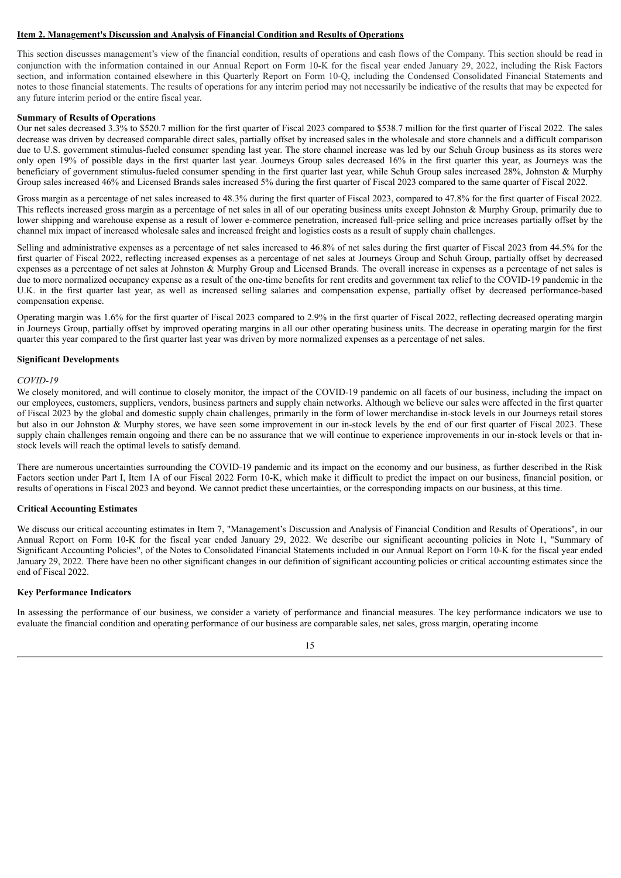## Item 2. Management's Discussion and Analysis of Financial Condition and Results of Operations

This section discusses management's view of the financial condition, results of operations and cash flows of the Company. This section should be read in conjunction with the information contained in our Annual Report on Form 10-K for the fiscal year ended January 29, 2022, including the Risk Factors section, and information contained elsewhere in this Quarterly Report on Form 10-Q, including the Condensed Consolidated Financial Statements and notes to those financial statements. The results of operations for any interim period may not necessarily be indicative of the results that may be expected for any future interim period or the entire fiscal year.

**Summary of Results of Operations**

Our net sales decreased 3.3% to $520.7 million for the first quarter of Fiscal 2023 compared to $538.7 million for the first quarter of Fiscal 2022. The sales decrease was driven by decreased comparable direct sales, partially offset by increased sales in the wholesale and store channels and a difficult comparison due to U.S. government stimulus-fueled consumer spending last year. The store channel increase was led by our Schuh Group business as its stores were only open 19% of possible days in the first quarter last year. Journeys Group sales decreased 16% in the first quarter this year, as Journeys was the beneficiary of government stimulus-fueled consumer spending in the first quarter last year, while Schuh Group sales increased 28%, Johnston & Murphy Group sales increased 46% and Licensed Brands sales increased 5% during the first quarter of Fiscal 2023 compared to the same quarter of Fiscal 2022.

Gross margin as a percentage of net sales increased to 48.3% during the first quarter of Fiscal 2023, compared to 47.8% for the first quarter of Fiscal 2022. This reflects increased gross margin as a percentage of net sales in all of our operating business units except Johnston & Murphy Group, primarily due to lower shipping and warehouse expense as a result of lower e-commerce penetration, increased full-price selling and price increases partially offset by the channel mix impact of increased wholesale sales and increased freight and logistics costs as a result of supply chain challenges.

Selling and administrative expenses as a percentage of net sales increased to 46.8% of net sales during the first quarter of Fiscal 2023 from 44.5% for the first quarter of Fiscal 2022, reflecting increased expenses as a percentage of net sales at Journeys Group and Schuh Group, partially offset by decreased expenses as a percentage of net sales at Johnston & Murphy Group and Licensed Brands. The overall increase in expenses as a percentage of net sales is due to more normalized occupancy expense as a result of the one-time benefits for rent credits and government tax relief to the COVID-19 pandemic in the U.K. in the first quarter last year, as well as increased selling salaries and compensation expense, partially offset by decreased performance-based compensation expense.

Operating margin was 1.6% for the first quarter of Fiscal 2023 compared to 2.9% in the first quarter of Fiscal 2022, reflecting decreased operating margin in Journeys Group, partially offset by improved operating margins in all our other operating business units. The decrease in operating margin for the first quarter this year compared to the first quarter last year was driven by more normalized expenses as a percentage of net sales.

**Significant Developments**

*COVID-19*

We closely monitored, and will continue to closely monitor, the impact of the COVID-19 pandemic on all facets of our business, including the impact on our employees, customers, suppliers, vendors, business partners and supply chain networks. Although we believe our sales were affected in the first quarter of Fiscal 2023 by the global and domestic supply chain challenges, primarily in the form of lower merchandise in-stock levels in our Journeys retail stores but also in our Johnston & Murphy stores, we have seen some improvement in our in-stock levels by the end of our first quarter of Fiscal 2023. These supply chain challenges remain ongoing and there can be no assurance that we will continue to experience improvements in our in-stock levels or that in-stock levels will reach the optimal levels to satisfy demand.

There are numerous uncertainties surrounding the COVID-19 pandemic and its impact on the economy and our business, as further described in the Risk Factors section under Part I, Item 1A of our Fiscal 2022 Form 10-K, which make it difficult to predict the impact on our business, financial position, or results of operations in Fiscal 2023 and beyond. We cannot predict these uncertainties, or the corresponding impacts on our business, at this time.

**Critical Accounting Estimates**

We discuss our critical accounting estimates in Item 7, "Management's Discussion and Analysis of Financial Condition and Results of Operations", in our Annual Report on Form 10-K for the fiscal year ended January 29, 2022. We describe our significant accounting policies in Note 1, "Summary of Significant Accounting Policies", of the Notes to Consolidated Financial Statements included in our Annual Report on Form 10-K for the fiscal year ended January 29, 2022. There have been no other significant changes in our definition of significant accounting policies or critical accounting estimates since the end of Fiscal 2022.

**Key Performance Indicators**

In assessing the performance of our business, we consider a variety of performance and financial measures. The key performance indicators we use to evaluate the financial condition and operating performance of our business are comparable sales, net sales, gross margin, operating income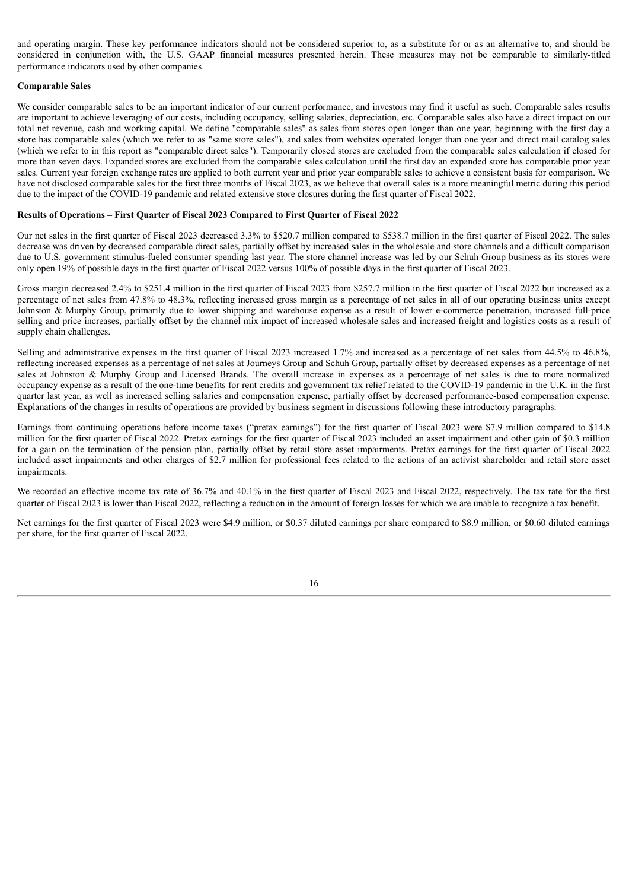and operating margin. These key performance indicators should not be considered superior to, as a substitute for or as an alternative to, and should be considered in conjunction with, the U.S. GAAP financial measures presented herein. These measures may not be comparable to similarly-titled performance indicators used by other companies.

**Comparable Sales**

We consider comparable sales to be an important indicator of our current performance, and investors may find it useful as such. Comparable sales results are important to achieve leveraging of our costs, including occupancy, selling salaries, depreciation, etc. Comparable sales also have a direct impact on our total net revenue, cash and working capital. We define "comparable sales" as sales from stores open longer than one year, beginning with the first day a store has comparable sales (which we refer to as "same store sales"), and sales from websites operated longer than one year and direct mail catalog sales (which we refer to in this report as "comparable direct sales"). Temporarily closed stores are excluded from the comparable sales calculation if closed for more than seven days. Expanded stores are excluded from the comparable sales calculation until the first day an expanded store has comparable prior year sales. Current year foreign exchange rates are applied to both current year and prior year comparable sales to achieve a consistent basis for comparison. We have not disclosed comparable sales for the first three months of Fiscal 2023, as we believe that overall sales is a more meaningful metric during this period due to the impact of the COVID-19 pandemic and related extensive store closures during the first quarter of Fiscal 2022.

**Results of Operations – First Quarter of Fiscal 2023 Compared to First Quarter of Fiscal 2022**

Our net sales in the first quarter of Fiscal 2023 decreased 3.3% to $520.7 million compared to $538.7 million in the first quarter of Fiscal 2022. The sales decrease was driven by decreased comparable direct sales, partially offset by increased sales in the wholesale and store channels and a difficult comparison due to U.S. government stimulus-fueled consumer spending last year. The store channel increase was led by our Schuh Group business as its stores were only open 19% of possible days in the first quarter of Fiscal 2022 versus 100% of possible days in the first quarter of Fiscal 2023.

Gross margin decreased 2.4% to $251.4 million in the first quarter of Fiscal 2023 from $257.7 million in the first quarter of Fiscal 2022 but increased as a percentage of net sales from 47.8% to 48.3%, reflecting increased gross margin as a percentage of net sales in all of our operating business units except Johnston & Murphy Group, primarily due to lower shipping and warehouse expense as a result of lower e-commerce penetration, increased full-price selling and price increases, partially offset by the channel mix impact of increased wholesale sales and increased freight and logistics costs as a result of supply chain challenges.

Selling and administrative expenses in the first quarter of Fiscal 2023 increased 1.7% and increased as a percentage of net sales from 44.5% to 46.8%, reflecting increased expenses as a percentage of net sales at Journeys Group and Schuh Group, partially offset by decreased expenses as a percentage of net sales at Johnston & Murphy Group and Licensed Brands. The overall increase in expenses as a percentage of net sales is due to more normalized occupancy expense as a result of the one-time benefits for rent credits and government tax relief related to the COVID-19 pandemic in the U.K. in the first quarter last year, as well as increased selling salaries and compensation expense, partially offset by decreased performance-based compensation expense. Explanations of the changes in results of operations are provided by business segment in discussions following these introductory paragraphs.

Earnings from continuing operations before income taxes ("pretax earnings") for the first quarter of Fiscal 2023 were $7.9 million compared to $14.8 million for the first quarter of Fiscal 2022. Pretax earnings for the first quarter of Fiscal 2023 included an asset impairment and other gain of $0.3 million for a gain on the termination of the pension plan, partially offset by retail store asset impairments. Pretax earnings for the first quarter of Fiscal 2022 included asset impairments and other charges of $2.7 million for professional fees related to the actions of an activist shareholder and retail store asset impairments.

We recorded an effective income tax rate of 36.7% and 40.1% in the first quarter of Fiscal 2023 and Fiscal 2022, respectively. The tax rate for the first quarter of Fiscal 2023 is lower than Fiscal 2022, reflecting a reduction in the amount of foreign losses for which we are unable to recognize a tax benefit.

Net earnings for the first quarter of Fiscal 2023 were $4.9 million, or $0.37 diluted earnings per share compared to $8.9 million, or $0.60 diluted earnings per share, for the first quarter of Fiscal 2022.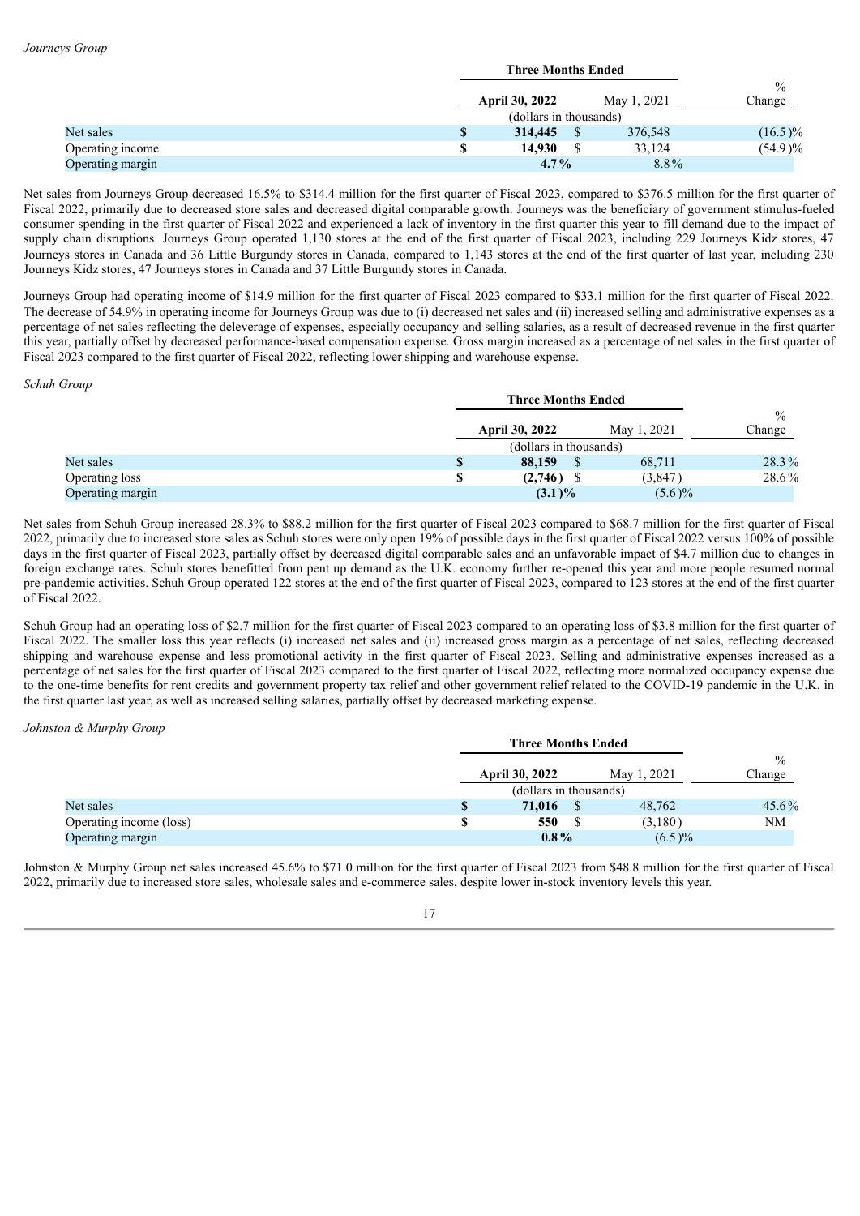*Journeys Group*

| | Three Months Ended | | |
|---|---|---|---|
| | **April 30, 2022** | May 1, 2021 | % Change |
| | (dollars in thousands) | | |
| Net sales | **$ 314,445** | $ 376,548 | (16.5)% |
| Operating income | **$ 14,930** | $ 33,124 | (54.9)% |
| Operating margin | **4.7%** | 8.8% | |

Net sales from Journeys Group decreased 16.5% to $314.4 million for the first quarter of Fiscal 2023, compared to $376.5 million for the first quarter of Fiscal 2022, primarily due to decreased store sales and decreased digital comparable growth. Journeys was the beneficiary of government stimulus-fueled consumer spending in the first quarter of Fiscal 2022 and experienced a lack of inventory in the first quarter this year to fill demand due to the impact of supply chain disruptions. Journeys Group operated 1,130 stores at the end of the first quarter of Fiscal 2023, including 229 Journeys Kidz stores, 47 Journeys stores in Canada and 36 Little Burgundy stores in Canada, compared to 1,143 stores at the end of the first quarter of last year, including 230 Journeys Kidz stores, 47 Journeys stores in Canada and 37 Little Burgundy stores in Canada.

Journeys Group had operating income of $14.9 million for the first quarter of Fiscal 2023 compared to $33.1 million for the first quarter of Fiscal 2022. The decrease of 54.9% in operating income for Journeys Group was due to (i) decreased net sales and (ii) increased selling and administrative expenses as a percentage of net sales reflecting the deleverage of expenses, especially occupancy and selling salaries, as a result of decreased revenue in the first quarter this year, partially offset by decreased performance-based compensation expense. Gross margin increased as a percentage of net sales in the first quarter of Fiscal 2023 compared to the first quarter of Fiscal 2022, reflecting lower shipping and warehouse expense.

*Schuh Group*

| | Three Months Ended | | |
|---|---|---|---|
| | **April 30, 2022** | May 1, 2021 | % Change |
| | (dollars in thousands) | | |
| Net sales | **$ 88,159** | $ 68,711 | 28.3% |
| Operating loss | **$ (2,746)** | $ (3,847) | 28.6% |
| Operating margin | **(3.1)%** | (5.6)% | |

Net sales from Schuh Group increased 28.3% to $88.2 million for the first quarter of Fiscal 2023 compared to $68.7 million for the first quarter of Fiscal 2022, primarily due to increased store sales as Schuh stores were only open 19% of possible days in the first quarter of Fiscal 2022 versus 100% of possible days in the first quarter of Fiscal 2023, partially offset by decreased digital comparable sales and an unfavorable impact of $4.7 million due to changes in foreign exchange rates. Schuh stores benefitted from pent up demand as the U.K. economy further re-opened this year and more people resumed normal pre-pandemic activities. Schuh Group operated 122 stores at the end of the first quarter of Fiscal 2023, compared to 123 stores at the end of the first quarter of Fiscal 2022.

Schuh Group had an operating loss of $2.7 million for the first quarter of Fiscal 2023 compared to an operating loss of $3.8 million for the first quarter of Fiscal 2022. The smaller loss this year reflects (i) increased net sales and (ii) increased gross margin as a percentage of net sales, reflecting decreased shipping and warehouse expense and less promotional activity in the first quarter of Fiscal 2023. Selling and administrative expenses increased as a percentage of net sales for the first quarter of Fiscal 2023 compared to the first quarter of Fiscal 2022, reflecting more normalized occupancy expense due to the one-time benefits for rent credits and government property tax relief and other government relief related to the COVID-19 pandemic in the U.K. in the first quarter last year, as well as increased selling salaries, partially offset by decreased marketing expense.

*Johnston & Murphy Group*

| | Three Months Ended | | |
|---|---|---|---|
| | **April 30, 2022** | May 1, 2021 | % Change |
| | (dollars in thousands) | | |
| Net sales | **$ 71,016** | $ 48,762 | 45.6% |
| Operating income (loss) | **$ 550** | $ (3,180) | NM |
| Operating margin | **0.8%** | (6.5)% | |

Johnston & Murphy Group net sales increased 45.6% to $71.0 million for the first quarter of Fiscal 2023 from $48.8 million for the first quarter of Fiscal 2022, primarily due to increased store sales, wholesale sales and e-commerce sales, despite lower in-stock inventory levels this year.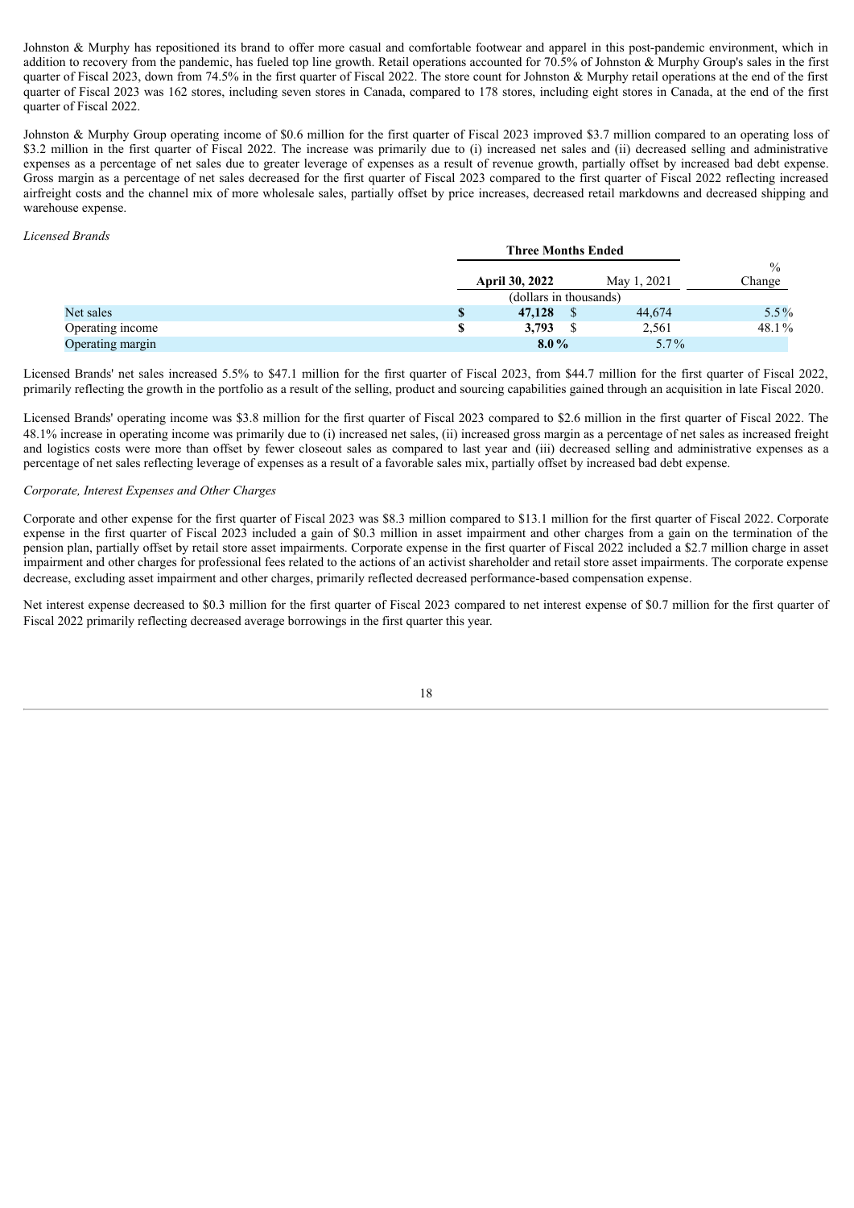Johnston & Murphy has repositioned its brand to offer more casual and comfortable footwear and apparel in this post-pandemic environment, which in addition to recovery from the pandemic, has fueled top line growth. Retail operations accounted for 70.5% of Johnston & Murphy Group's sales in the first quarter of Fiscal 2023, down from 74.5% in the first quarter of Fiscal 2022. The store count for Johnston & Murphy retail operations at the end of the first quarter of Fiscal 2023 was 162 stores, including seven stores in Canada, compared to 178 stores, including eight stores in Canada, at the end of the first quarter of Fiscal 2022.

Johnston & Murphy Group operating income of $0.6 million for the first quarter of Fiscal 2023 improved $3.7 million compared to an operating loss of $3.2 million in the first quarter of Fiscal 2022. The increase was primarily due to (i) increased net sales and (ii) decreased selling and administrative expenses as a percentage of net sales due to greater leverage of expenses as a result of revenue growth, partially offset by increased bad debt expense. Gross margin as a percentage of net sales decreased for the first quarter of Fiscal 2023 compared to the first quarter of Fiscal 2022 reflecting increased airfreight costs and the channel mix of more wholesale sales, partially offset by price increases, decreased retail markdowns and decreased shipping and warehouse expense.

*Licensed Brands*

| | Three Months Ended | | % |
|---|---|---|---|
| | **April 30, 2022** | May 1, 2021 | Change |
| | (dollars in thousands) | | |
| Net sales | **$ 47,128** | $ 44,674 | 5.5 % |
| Operating income | **$ 3,793** | $ 2,561 | 48.1 % |
| Operating margin | **8.0 %** | 5.7 % | |

Licensed Brands' net sales increased 5.5% to $47.1 million for the first quarter of Fiscal 2023, from $44.7 million for the first quarter of Fiscal 2022, primarily reflecting the growth in the portfolio as a result of the selling, product and sourcing capabilities gained through an acquisition in late Fiscal 2020.

Licensed Brands' operating income was $3.8 million for the first quarter of Fiscal 2023 compared to $2.6 million in the first quarter of Fiscal 2022. The 48.1% increase in operating income was primarily due to (i) increased net sales, (ii) increased gross margin as a percentage of net sales as increased freight and logistics costs were more than offset by fewer closeout sales as compared to last year and (iii) decreased selling and administrative expenses as a percentage of net sales reflecting leverage of expenses as a result of a favorable sales mix, partially offset by increased bad debt expense.

*Corporate, Interest Expenses and Other Charges*

Corporate and other expense for the first quarter of Fiscal 2023 was $8.3 million compared to $13.1 million for the first quarter of Fiscal 2022. Corporate expense in the first quarter of Fiscal 2023 included a gain of $0.3 million in asset impairment and other charges from a gain on the termination of the pension plan, partially offset by retail store asset impairments. Corporate expense in the first quarter of Fiscal 2022 included a $2.7 million charge in asset impairment and other charges for professional fees related to the actions of an activist shareholder and retail store asset impairments. The corporate expense decrease, excluding asset impairment and other charges, primarily reflected decreased performance-based compensation expense.

Net interest expense decreased to $0.3 million for the first quarter of Fiscal 2023 compared to net interest expense of $0.7 million for the first quarter of Fiscal 2022 primarily reflecting decreased average borrowings in the first quarter this year.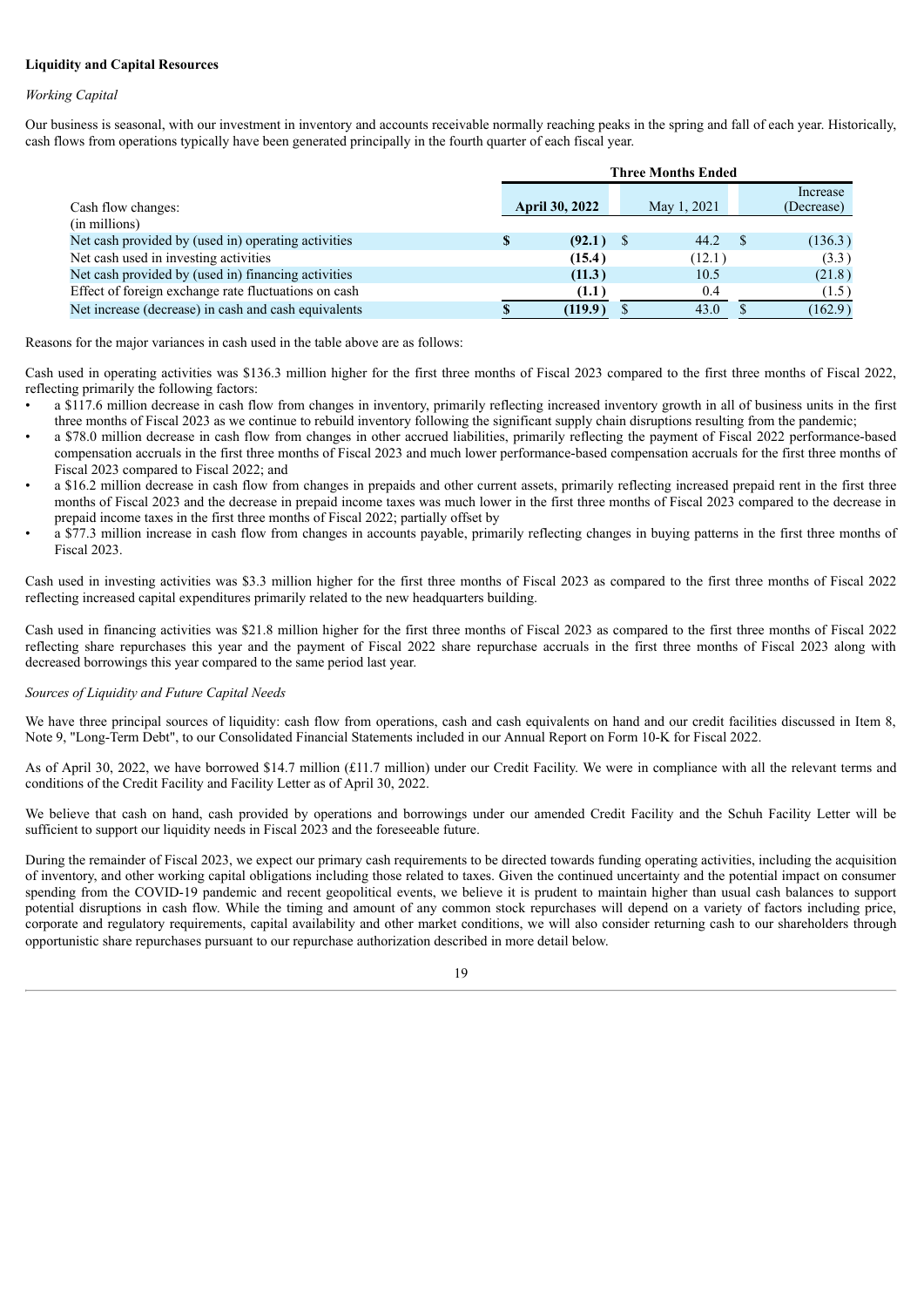**Liquidity and Capital Resources**

*Working Capital*

Our business is seasonal, with our investment in inventory and accounts receivable normally reaching peaks in the spring and fall of each year. Historically, cash flows from operations typically have been generated principally in the fourth quarter of each fiscal year.

| | Three Months Ended | | |
|---|---|---|---|
| Cash flow changes: (in millions) | **April 30, 2022** | May 1, 2021 | Increase (Decrease) |
| Net cash provided by (used in) operating activities | **$ (92.1)** | $ 44.2 | $ (136.3) |
| Net cash used in investing activities | **(15.4)** | (12.1) | (3.3) |
| Net cash provided by (used in) financing activities | **(11.3)** | 10.5 | (21.8) |
| Effect of foreign exchange rate fluctuations on cash | **(1.1)** | 0.4 | (1.5) |
| Net increase (decrease) in cash and cash equivalents | **$ (119.9)** | $ 43.0 | $ (162.9) |

Reasons for the major variances in cash used in the table above are as follows:

Cash used in operating activities was $136.3 million higher for the first three months of Fiscal 2023 compared to the first three months of Fiscal 2022, reflecting primarily the following factors:

- a $117.6 million decrease in cash flow from changes in inventory, primarily reflecting increased inventory growth in all of business units in the first three months of Fiscal 2023 as we continue to rebuild inventory following the significant supply chain disruptions resulting from the pandemic;
- a $78.0 million decrease in cash flow from changes in other accrued liabilities, primarily reflecting the payment of Fiscal 2022 performance-based compensation accruals in the first three months of Fiscal 2023 and much lower performance-based compensation accruals for the first three months of Fiscal 2023 compared to Fiscal 2022; and
- a $16.2 million decrease in cash flow from changes in prepaids and other current assets, primarily reflecting increased prepaid rent in the first three months of Fiscal 2023 and the decrease in prepaid income taxes was much lower in the first three months of Fiscal 2023 compared to the decrease in prepaid income taxes in the first three months of Fiscal 2022; partially offset by
- a $77.3 million increase in cash flow from changes in accounts payable, primarily reflecting changes in buying patterns in the first three months of Fiscal 2023.

Cash used in investing activities was $3.3 million higher for the first three months of Fiscal 2023 as compared to the first three months of Fiscal 2022 reflecting increased capital expenditures primarily related to the new headquarters building.

Cash used in financing activities was $21.8 million higher for the first three months of Fiscal 2023 as compared to the first three months of Fiscal 2022 reflecting share repurchases this year and the payment of Fiscal 2022 share repurchase accruals in the first three months of Fiscal 2023 along with decreased borrowings this year compared to the same period last year.

*Sources of Liquidity and Future Capital Needs*

We have three principal sources of liquidity: cash flow from operations, cash and cash equivalents on hand and our credit facilities discussed in Item 8, Note 9, "Long-Term Debt", to our Consolidated Financial Statements included in our Annual Report on Form 10-K for Fiscal 2022.

As of April 30, 2022, we have borrowed $14.7 million (£11.7 million) under our Credit Facility. We were in compliance with all the relevant terms and conditions of the Credit Facility and Facility Letter as of April 30, 2022.

We believe that cash on hand, cash provided by operations and borrowings under our amended Credit Facility and the Schuh Facility Letter will be sufficient to support our liquidity needs in Fiscal 2023 and the foreseeable future.

During the remainder of Fiscal 2023, we expect our primary cash requirements to be directed towards funding operating activities, including the acquisition of inventory, and other working capital obligations including those related to taxes. Given the continued uncertainty and the potential impact on consumer spending from the COVID-19 pandemic and recent geopolitical events, we believe it is prudent to maintain higher than usual cash balances to support potential disruptions in cash flow. While the timing and amount of any common stock repurchases will depend on a variety of factors including price, corporate and regulatory requirements, capital availability and other market conditions, we will also consider returning cash to our shareholders through opportunistic share repurchases pursuant to our repurchase authorization described in more detail below.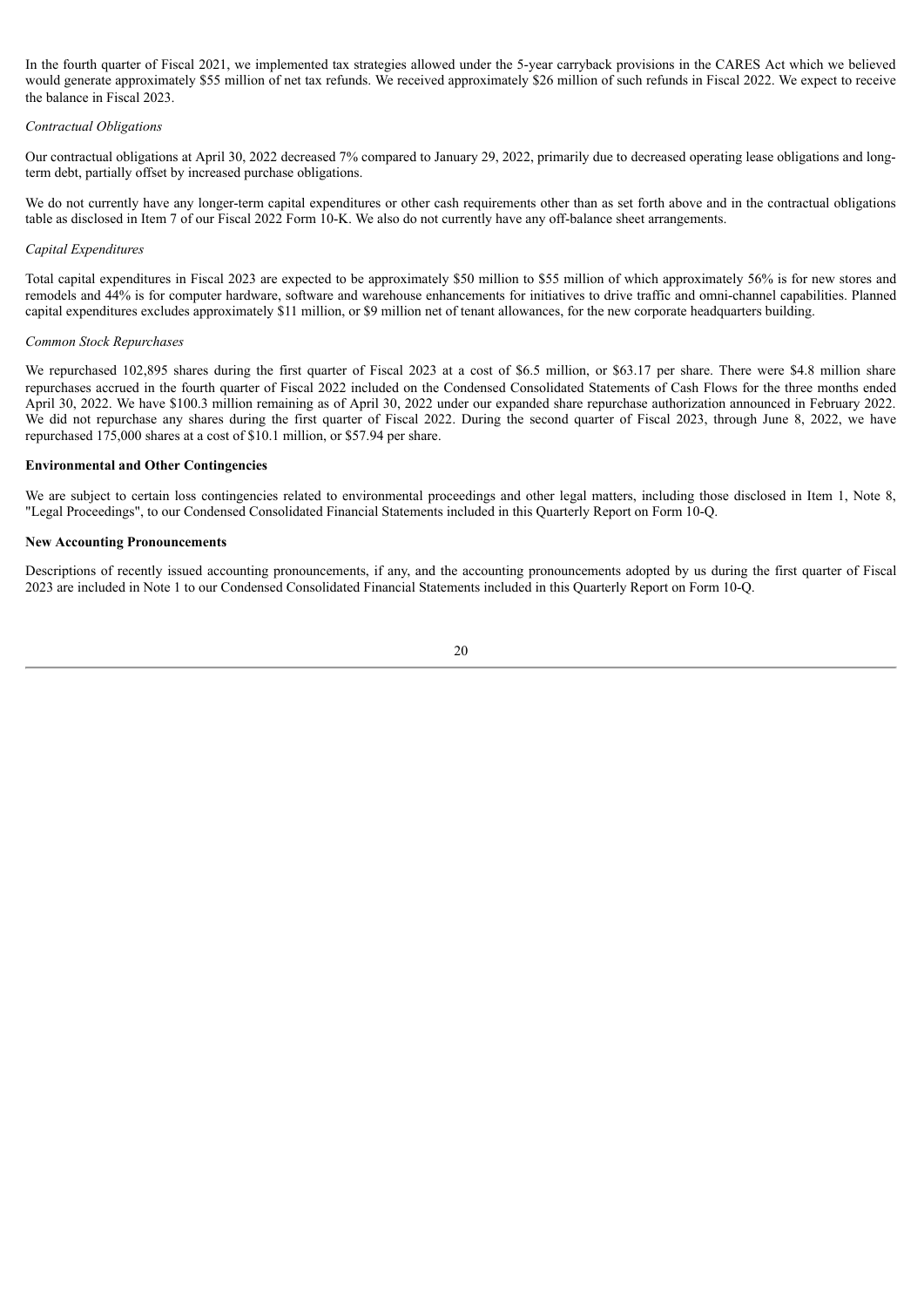In the fourth quarter of Fiscal 2021, we implemented tax strategies allowed under the 5-year carryback provisions in the CARES Act which we believed would generate approximately $55 million of net tax refunds. We received approximately $26 million of such refunds in Fiscal 2022. We expect to receive the balance in Fiscal 2023.

*Contractual Obligations*

Our contractual obligations at April 30, 2022 decreased 7% compared to January 29, 2022, primarily due to decreased operating lease obligations and long-term debt, partially offset by increased purchase obligations.

We do not currently have any longer-term capital expenditures or other cash requirements other than as set forth above and in the contractual obligations table as disclosed in Item 7 of our Fiscal 2022 Form 10-K. We also do not currently have any off-balance sheet arrangements.

*Capital Expenditures*

Total capital expenditures in Fiscal 2023 are expected to be approximately $50 million to $55 million of which approximately 56% is for new stores and remodels and 44% is for computer hardware, software and warehouse enhancements for initiatives to drive traffic and omni-channel capabilities. Planned capital expenditures excludes approximately $11 million, or $9 million net of tenant allowances, for the new corporate headquarters building.

*Common Stock Repurchases*

We repurchased 102,895 shares during the first quarter of Fiscal 2023 at a cost of $6.5 million, or $63.17 per share. There were $4.8 million share repurchases accrued in the fourth quarter of Fiscal 2022 included on the Condensed Consolidated Statements of Cash Flows for the three months ended April 30, 2022. We have $100.3 million remaining as of April 30, 2022 under our expanded share repurchase authorization announced in February 2022. We did not repurchase any shares during the first quarter of Fiscal 2022. During the second quarter of Fiscal 2023, through June 8, 2022, we have repurchased 175,000 shares at a cost of $10.1 million, or $57.94 per share.

**Environmental and Other Contingencies**

We are subject to certain loss contingencies related to environmental proceedings and other legal matters, including those disclosed in Item 1, Note 8, "Legal Proceedings", to our Condensed Consolidated Financial Statements included in this Quarterly Report on Form 10-Q.

**New Accounting Pronouncements**

Descriptions of recently issued accounting pronouncements, if any, and the accounting pronouncements adopted by us during the first quarter of Fiscal 2023 are included in Note 1 to our Condensed Consolidated Financial Statements included in this Quarterly Report on Form 10-Q.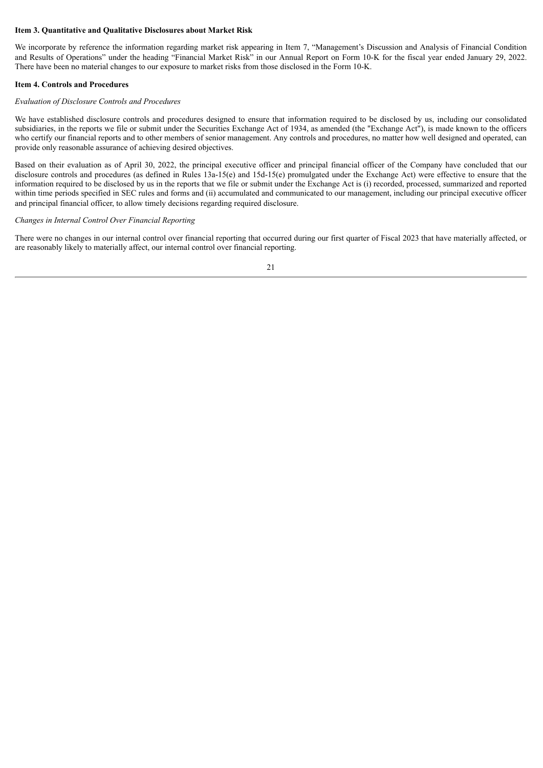**Item 3. Quantitative and Qualitative Disclosures about Market Risk**

We incorporate by reference the information regarding market risk appearing in Item 7, "Management's Discussion and Analysis of Financial Condition and Results of Operations" under the heading "Financial Market Risk" in our Annual Report on Form 10-K for the fiscal year ended January 29, 2022. There have been no material changes to our exposure to market risks from those disclosed in the Form 10-K.

**Item 4. Controls and Procedures**

*Evaluation of Disclosure Controls and Procedures*

We have established disclosure controls and procedures designed to ensure that information required to be disclosed by us, including our consolidated subsidiaries, in the reports we file or submit under the Securities Exchange Act of 1934, as amended (the "Exchange Act"), is made known to the officers who certify our financial reports and to other members of senior management. Any controls and procedures, no matter how well designed and operated, can provide only reasonable assurance of achieving desired objectives.

Based on their evaluation as of April 30, 2022, the principal executive officer and principal financial officer of the Company have concluded that our disclosure controls and procedures (as defined in Rules 13a-15(e) and 15d-15(e) promulgated under the Exchange Act) were effective to ensure that the information required to be disclosed by us in the reports that we file or submit under the Exchange Act is (i) recorded, processed, summarized and reported within time periods specified in SEC rules and forms and (ii) accumulated and communicated to our management, including our principal executive officer and principal financial officer, to allow timely decisions regarding required disclosure.

*Changes in Internal Control Over Financial Reporting*

There were no changes in our internal control over financial reporting that occurred during our first quarter of Fiscal 2023 that have materially affected, or are reasonably likely to materially affect, our internal control over financial reporting.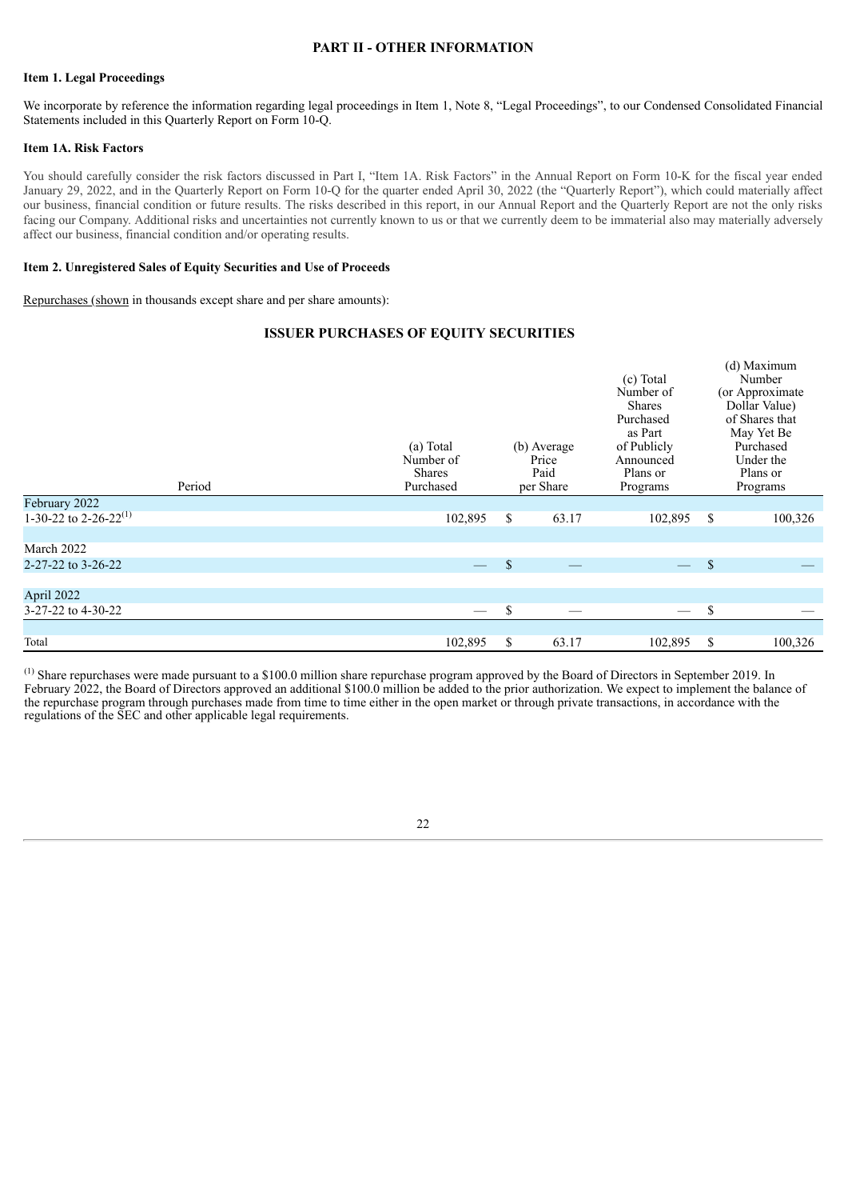## PART II - OTHER INFORMATION

### Item 1. Legal Proceedings

We incorporate by reference the information regarding legal proceedings in Item 1, Note 8, "Legal Proceedings", to our Condensed Consolidated Financial Statements included in this Quarterly Report on Form 10-Q.

### Item 1A. Risk Factors

You should carefully consider the risk factors discussed in Part I, "Item 1A. Risk Factors" in the Annual Report on Form 10-K for the fiscal year ended January 29, 2022, and in the Quarterly Report on Form 10-Q for the quarter ended April 30, 2022 (the "Quarterly Report"), which could materially affect our business, financial condition or future results. The risks described in this report, in our Annual Report and the Quarterly Report are not the only risks facing our Company. Additional risks and uncertainties not currently known to us or that we currently deem to be immaterial also may materially adversely affect our business, financial condition and/or operating results.

### Item 2. Unregistered Sales of Equity Securities and Use of Proceeds

Repurchases (shown in thousands except share and per share amounts):

**ISSUER PURCHASES OF EQUITY SECURITIES**

| Period | (a) Total Number of Shares Purchased | (b) Average Price Paid per Share | (c) Total Number of Shares Purchased as Part of Publicly Announced Plans or Programs | (d) Maximum Number (or Approximate Dollar Value) of Shares that May Yet Be Purchased Under the Plans or Programs |
|---|---|---|---|---|
| February 2022 | | | | |
| 1-30-22 to 2-26-22[(1)] | 102,895 | $ 63.17 | 102,895 | $ 100,326 |
| March 2022 | | | | |
| 2-27-22 to 3-26-22 | — | $ — | — | $ — |
| April 2022 | | | | |
| 3-27-22 to 4-30-22 | — | $ — | — | $ — |
| Total | 102,895 | $ 63.17 | 102,895 | $ 100,326 |

[(1)] Share repurchases were made pursuant to a $100.0 million share repurchase program approved by the Board of Directors in September 2019. In February 2022, the Board of Directors approved an additional $100.0 million be added to the prior authorization. We expect to implement the balance of the repurchase program through purchases made from time to time either in the open market or through private transactions, in accordance with the regulations of the SEC and other applicable legal requirements.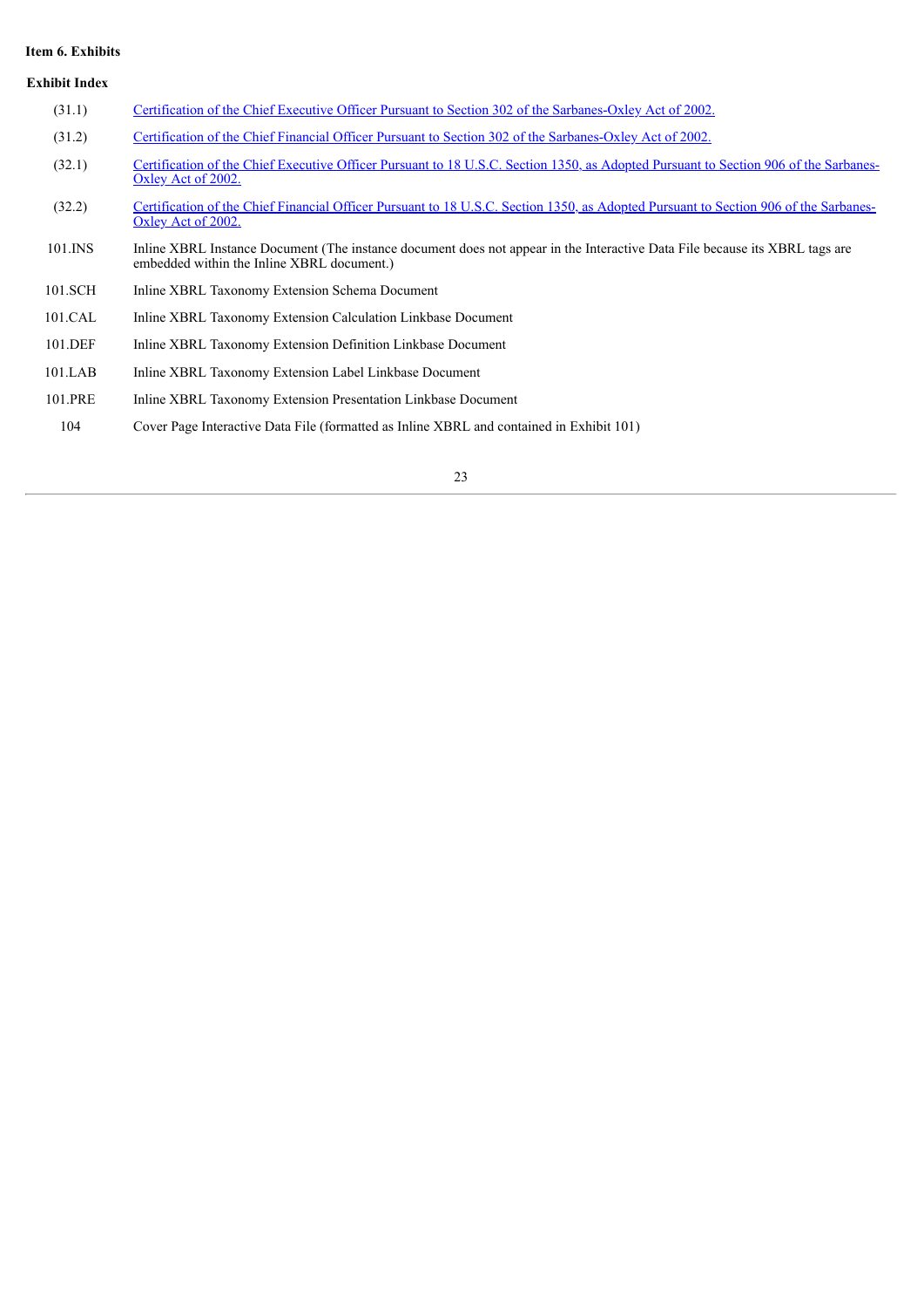**Item 6. Exhibits**

**Exhibit Index**

| | |
|---|---|
| (31.1) | Certification of the Chief Executive Officer Pursuant to Section 302 of the Sarbanes-Oxley Act of 2002. |
| (31.2) | Certification of the Chief Financial Officer Pursuant to Section 302 of the Sarbanes-Oxley Act of 2002. |
| (32.1) | Certification of the Chief Executive Officer Pursuant to 18 U.S.C. Section 1350, as Adopted Pursuant to Section 906 of the Sarbanes-Oxley Act of 2002. |
| (32.2) | Certification of the Chief Financial Officer Pursuant to 18 U.S.C. Section 1350, as Adopted Pursuant to Section 906 of the Sarbanes-Oxley Act of 2002. |
| 101.INS | Inline XBRL Instance Document (The instance document does not appear in the Interactive Data File because its XBRL tags are embedded within the Inline XBRL document.) |
| 101.SCH | Inline XBRL Taxonomy Extension Schema Document |
| 101.CAL | Inline XBRL Taxonomy Extension Calculation Linkbase Document |
| 101.DEF | Inline XBRL Taxonomy Extension Definition Linkbase Document |
| 101.LAB | Inline XBRL Taxonomy Extension Label Linkbase Document |
| 101.PRE | Inline XBRL Taxonomy Extension Presentation Linkbase Document |
| 104 | Cover Page Interactive Data File (formatted as Inline XBRL and contained in Exhibit 101) |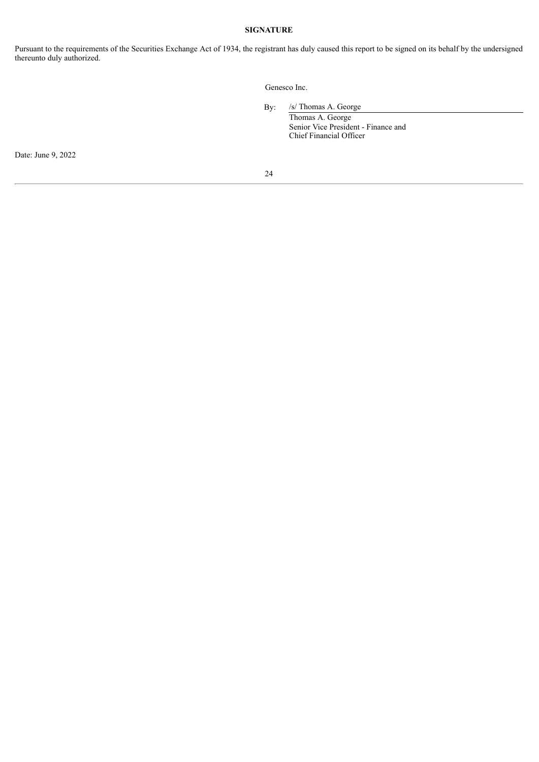**SIGNATURE**

Pursuant to the requirements of the Securities Exchange Act of 1934, the registrant has duly caused this report to be signed on its behalf by the undersigned thereunto duly authorized.

Genesco Inc.

By: /s/ Thomas A. George
Thomas A. George
Senior Vice President - Finance and
Chief Financial Officer

Date: June 9, 2022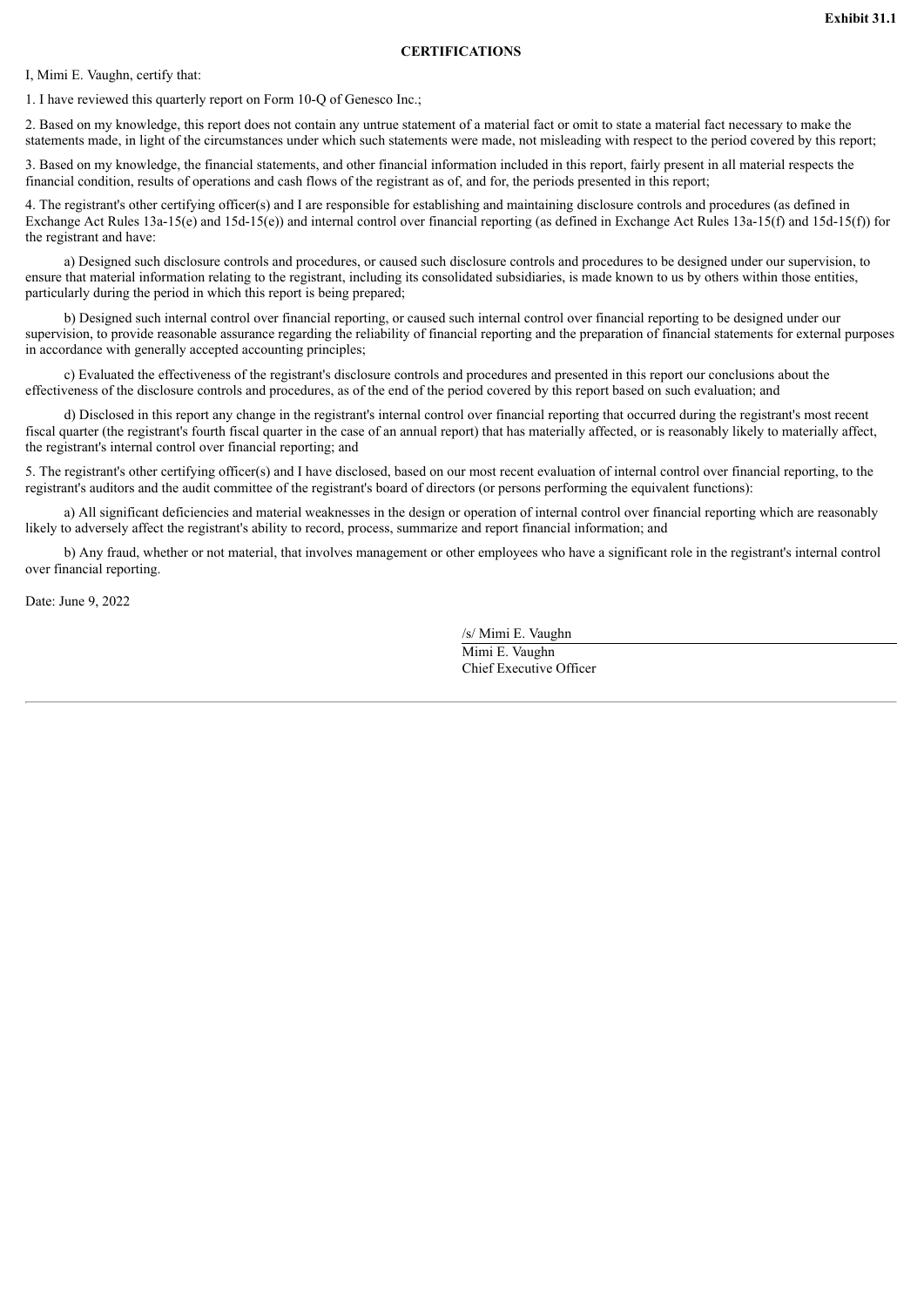**Exhibit 31.1**

**CERTIFICATIONS**

I, Mimi E. Vaughn, certify that:

1. I have reviewed this quarterly report on Form 10-Q of Genesco Inc.;

2. Based on my knowledge, this report does not contain any untrue statement of a material fact or omit to state a material fact necessary to make the statements made, in light of the circumstances under which such statements were made, not misleading with respect to the period covered by this report;

3. Based on my knowledge, the financial statements, and other financial information included in this report, fairly present in all material respects the financial condition, results of operations and cash flows of the registrant as of, and for, the periods presented in this report;

4. The registrant's other certifying officer(s) and I are responsible for establishing and maintaining disclosure controls and procedures (as defined in Exchange Act Rules 13a-15(e) and 15d-15(e)) and internal control over financial reporting (as defined in Exchange Act Rules 13a-15(f) and 15d-15(f)) for the registrant and have:

a) Designed such disclosure controls and procedures, or caused such disclosure controls and procedures to be designed under our supervision, to ensure that material information relating to the registrant, including its consolidated subsidiaries, is made known to us by others within those entities, particularly during the period in which this report is being prepared;

b) Designed such internal control over financial reporting, or caused such internal control over financial reporting to be designed under our supervision, to provide reasonable assurance regarding the reliability of financial reporting and the preparation of financial statements for external purposes in accordance with generally accepted accounting principles;

c) Evaluated the effectiveness of the registrant's disclosure controls and procedures and presented in this report our conclusions about the effectiveness of the disclosure controls and procedures, as of the end of the period covered by this report based on such evaluation; and

d) Disclosed in this report any change in the registrant's internal control over financial reporting that occurred during the registrant's most recent fiscal quarter (the registrant's fourth fiscal quarter in the case of an annual report) that has materially affected, or is reasonably likely to materially affect, the registrant's internal control over financial reporting; and

5. The registrant's other certifying officer(s) and I have disclosed, based on our most recent evaluation of internal control over financial reporting, to the registrant's auditors and the audit committee of the registrant's board of directors (or persons performing the equivalent functions):

a) All significant deficiencies and material weaknesses in the design or operation of internal control over financial reporting which are reasonably likely to adversely affect the registrant's ability to record, process, summarize and report financial information; and

b) Any fraud, whether or not material, that involves management or other employees who have a significant role in the registrant's internal control over financial reporting.

Date: June 9, 2022

/s/ Mimi E. Vaughn
Mimi E. Vaughn
Chief Executive Officer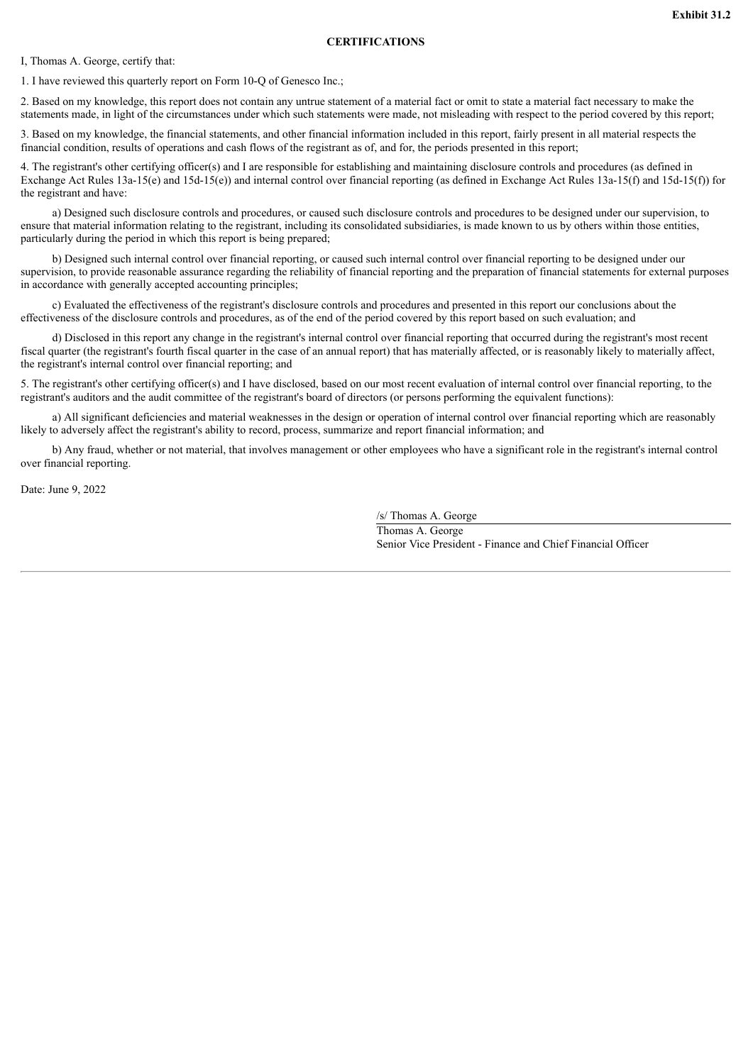**Exhibit 31.2**

**CERTIFICATIONS**

I, Thomas A. George, certify that:

1. I have reviewed this quarterly report on Form 10-Q of Genesco Inc.;

2. Based on my knowledge, this report does not contain any untrue statement of a material fact or omit to state a material fact necessary to make the statements made, in light of the circumstances under which such statements were made, not misleading with respect to the period covered by this report;

3. Based on my knowledge, the financial statements, and other financial information included in this report, fairly present in all material respects the financial condition, results of operations and cash flows of the registrant as of, and for, the periods presented in this report;

4. The registrant's other certifying officer(s) and I are responsible for establishing and maintaining disclosure controls and procedures (as defined in Exchange Act Rules 13a-15(e) and 15d-15(e)) and internal control over financial reporting (as defined in Exchange Act Rules 13a-15(f) and 15d-15(f)) for the registrant and have:

a) Designed such disclosure controls and procedures, or caused such disclosure controls and procedures to be designed under our supervision, to ensure that material information relating to the registrant, including its consolidated subsidiaries, is made known to us by others within those entities, particularly during the period in which this report is being prepared;

b) Designed such internal control over financial reporting, or caused such internal control over financial reporting to be designed under our supervision, to provide reasonable assurance regarding the reliability of financial reporting and the preparation of financial statements for external purposes in accordance with generally accepted accounting principles;

c) Evaluated the effectiveness of the registrant's disclosure controls and procedures and presented in this report our conclusions about the effectiveness of the disclosure controls and procedures, as of the end of the period covered by this report based on such evaluation; and

d) Disclosed in this report any change in the registrant's internal control over financial reporting that occurred during the registrant's most recent fiscal quarter (the registrant's fourth fiscal quarter in the case of an annual report) that has materially affected, or is reasonably likely to materially affect, the registrant's internal control over financial reporting; and

5. The registrant's other certifying officer(s) and I have disclosed, based on our most recent evaluation of internal control over financial reporting, to the registrant's auditors and the audit committee of the registrant's board of directors (or persons performing the equivalent functions):

a) All significant deficiencies and material weaknesses in the design or operation of internal control over financial reporting which are reasonably likely to adversely affect the registrant's ability to record, process, summarize and report financial information; and

b) Any fraud, whether or not material, that involves management or other employees who have a significant role in the registrant's internal control over financial reporting.

Date: June 9, 2022

/s/ Thomas A. George

Thomas A. George
Senior Vice President - Finance and Chief Financial Officer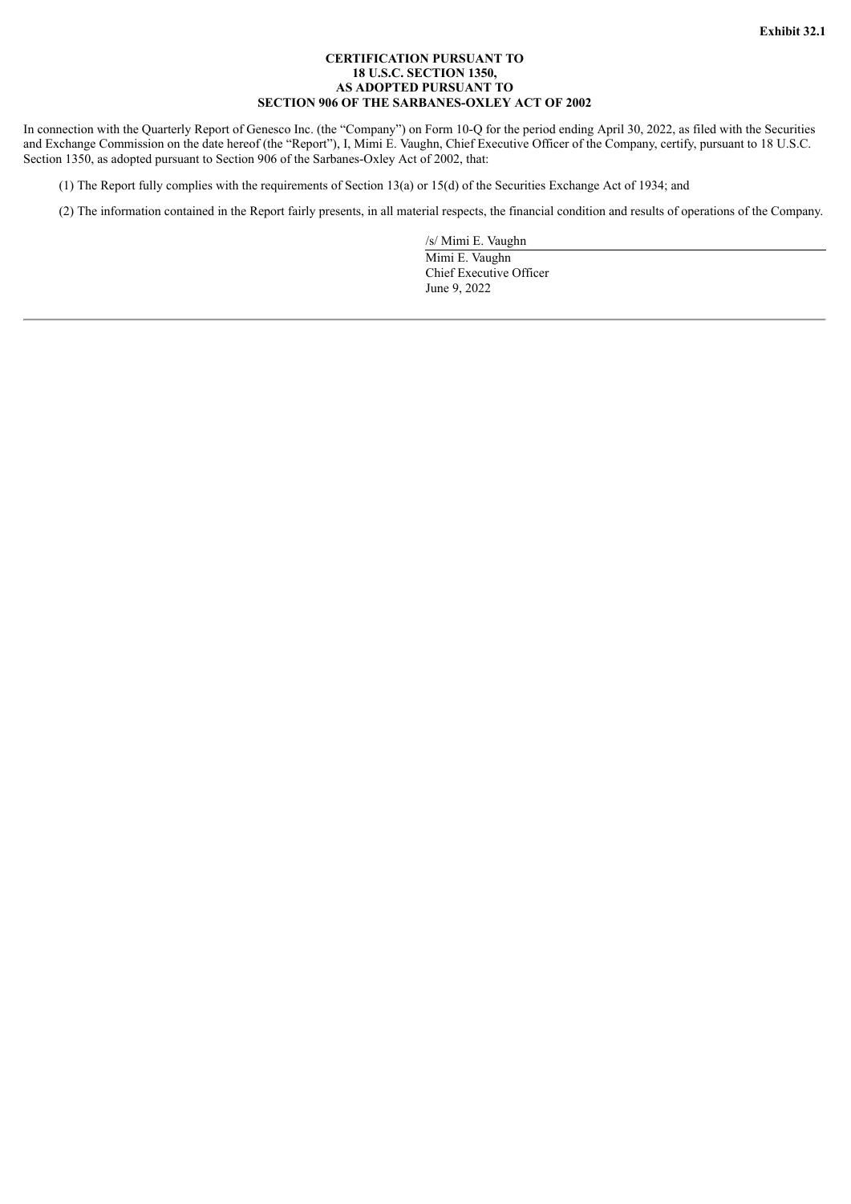**Exhibit 32.1**

**CERTIFICATION PURSUANT TO
18 U.S.C. SECTION 1350,
AS ADOPTED PURSUANT TO
SECTION 906 OF THE SARBANES-OXLEY ACT OF 2002**

In connection with the Quarterly Report of Genesco Inc. (the "Company") on Form 10-Q for the period ending April 30, 2022, as filed with the Securities and Exchange Commission on the date hereof (the "Report"), I, Mimi E. Vaughn, Chief Executive Officer of the Company, certify, pursuant to 18 U.S.C. Section 1350, as adopted pursuant to Section 906 of the Sarbanes-Oxley Act of 2002, that:

(1) The Report fully complies with the requirements of Section 13(a) or 15(d) of the Securities Exchange Act of 1934; and

(2) The information contained in the Report fairly presents, in all material respects, the financial condition and results of operations of the Company.

/s/ Mimi E. Vaughn
Mimi E. Vaughn
Chief Executive Officer
June 9, 2022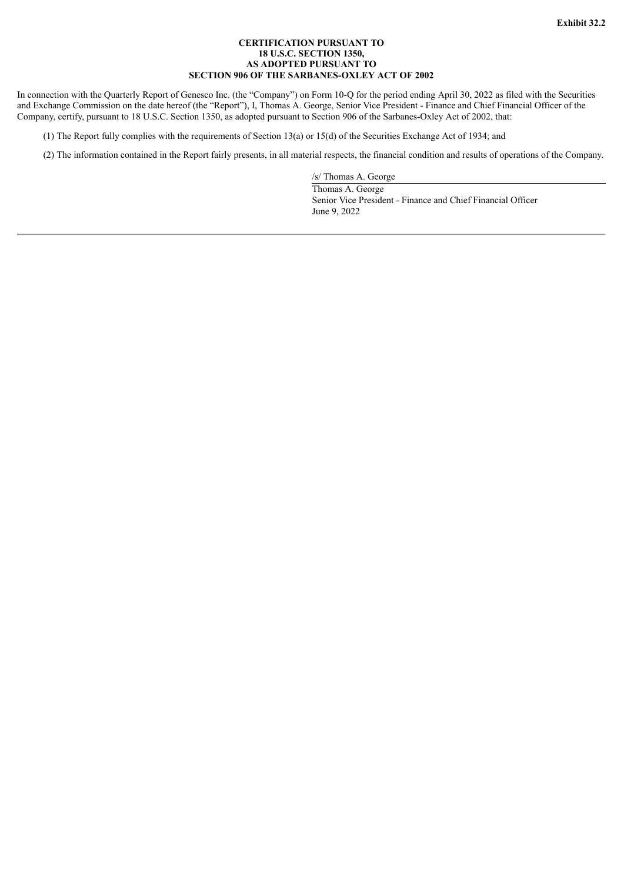**Exhibit 32.2**

**CERTIFICATION PURSUANT TO**
**18 U.S.C. SECTION 1350,**
**AS ADOPTED PURSUANT TO**
**SECTION 906 OF THE SARBANES-OXLEY ACT OF 2002**

In connection with the Quarterly Report of Genesco Inc. (the "Company") on Form 10-Q for the period ending April 30, 2022 as filed with the Securities and Exchange Commission on the date hereof (the "Report"), I, Thomas A. George, Senior Vice President - Finance and Chief Financial Officer of the Company, certify, pursuant to 18 U.S.C. Section 1350, as adopted pursuant to Section 906 of the Sarbanes-Oxley Act of 2002, that:

(1) The Report fully complies with the requirements of Section 13(a) or 15(d) of the Securities Exchange Act of 1934; and

(2) The information contained in the Report fairly presents, in all material respects, the financial condition and results of operations of the Company.

/s/ Thomas A. George

Thomas A. George
Senior Vice President - Finance and Chief Financial Officer
June 9, 2022